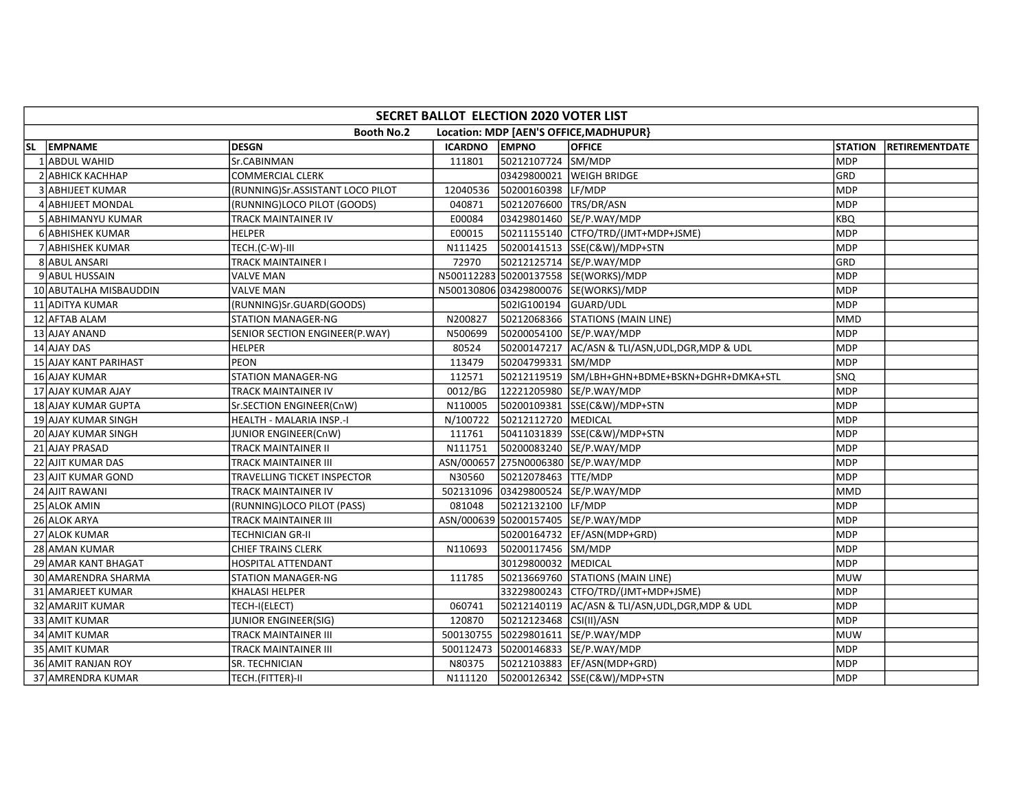| SECRET BALLOT ELECTION 2020 VOTER LIST | | | | | | | |
|---|---|---|---|---|---|---|---|
| Booth No.2 Location: MDP [AEN'S OFFICE,MADHUPUR} | | | | | | | |
| SL | EMPNAME | DESGN | ICARDNO | EMPNO | OFFICE | STATION | RETIREMENTDATE |
| 1 | ABDUL WAHID | Sr.CABINMAN | 111801 | 50212107724 | SM/MDP | MDP | |
| 2 | ABHICK KACHHAP | COMMERCIAL CLERK | | 03429800021 | WEIGH BRIDGE | GRD | |
| 3 | ABHIJEET KUMAR | (RUNNING)Sr.ASSISTANT LOCO PILOT | 12040536 | 50200160398 | LF/MDP | MDP | |
| 4 | ABHIJEET MONDAL | (RUNNING)LOCO PILOT (GOODS) | 040871 | 50212076600 | TRS/DR/ASN | MDP | |
| 5 | ABHIMANYU KUMAR | TRACK MAINTAINER IV | E00084 | 03429801460 | SE/P.WAY/MDP | KBQ | |
| 6 | ABHISHEK KUMAR | HELPER | E00015 | 50211155140 | CTFO/TRD/(JMT+MDP+JSME) | MDP | |
| 7 | ABHISHEK KUMAR | TECH.(C-W)-III | N111425 | 50200141513 | SSE(C&W)/MDP+STN | MDP | |
| 8 | ABUL ANSARI | TRACK MAINTAINER I | 72970 | 50212125714 | SE/P.WAY/MDP | GRD | |
| 9 | ABUL HUSSAIN | VALVE MAN | N500112283 | 50200137558 | SE(WORKS)/MDP | MDP | |
| 10 | ABUTALHA MISBAUDDIN | VALVE MAN | N500130806 | 03429800076 | SE(WORKS)/MDP | MDP | |
| 11 | ADITYA KUMAR | (RUNNING)Sr.GUARD(GOODS) | | 502IG100194 | GUARD/UDL | MDP | |
| 12 | AFTAB ALAM | STATION MANAGER-NG | N200827 | 50212068366 | STATIONS (MAIN LINE) | MMD | |
| 13 | AJAY ANAND | SENIOR SECTION ENGINEER(P.WAY) | N500699 | 50200054100 | SE/P.WAY/MDP | MDP | |
| 14 | AJAY DAS | HELPER | 80524 | 50200147217 | AC/ASN & TLI/ASN,UDL,DGR,MDP & UDL | MDP | |
| 15 | AJAY KANT PARIHAST | PEON | 113479 | 50204799331 | SM/MDP | MDP | |
| 16 | AJAY KUMAR | STATION MANAGER-NG | 112571 | 50212119519 | SM/LBH+GHN+BDME+BSKN+DGHR+DMKA+STL | SNQ | |
| 17 | AJAY KUMAR AJAY | TRACK MAINTAINER IV | 0012/BG | 12221205980 | SE/P.WAY/MDP | MDP | |
| 18 | AJAY KUMAR GUPTA | Sr.SECTION ENGINEER(CnW) | N110005 | 50200109381 | SSE(C&W)/MDP+STN | MDP | |
| 19 | AJAY KUMAR SINGH | HEALTH - MALARIA INSP.-I | N/100722 | 50212112720 | MEDICAL | MDP | |
| 20 | AJAY KUMAR SINGH | JUNIOR ENGINEER(CnW) | 111761 | 50411031839 | SSE(C&W)/MDP+STN | MDP | |
| 21 | AJAY PRASAD | TRACK MAINTAINER II | N111751 | 50200083240 | SE/P.WAY/MDP | MDP | |
| 22 | AJIT KUMAR DAS | TRACK MAINTAINER III | ASN/000657 | 275N0006380 | SE/P.WAY/MDP | MDP | |
| 23 | AJIT KUMAR GOND | TRAVELLING TICKET INSPECTOR | N30560 | 50212078463 | TTE/MDP | MDP | |
| 24 | AJIT RAWANI | TRACK MAINTAINER IV | 502131096 | 03429800524 | SE/P.WAY/MDP | MMD | |
| 25 | ALOK AMIN | (RUNNING)LOCO PILOT (PASS) | 081048 | 50212132100 | LF/MDP | MDP | |
| 26 | ALOK ARYA | TRACK MAINTAINER III | ASN/000639 | 50200157405 | SE/P.WAY/MDP | MDP | |
| 27 | ALOK KUMAR | TECHNICIAN GR-II | | 50200164732 | EF/ASN(MDP+GRD) | MDP | |
| 28 | AMAN KUMAR | CHIEF TRAINS CLERK | N110693 | 50200117456 | SM/MDP | MDP | |
| 29 | AMAR KANT BHAGAT | HOSPITAL ATTENDANT | | 30129800032 | MEDICAL | MDP | |
| 30 | AMARENDRA SHARMA | STATION MANAGER-NG | 111785 | 50213669760 | STATIONS (MAIN LINE) | MUW | |
| 31 | AMARJEET KUMAR | KHALASI HELPER | | 33229800243 | CTFO/TRD/(JMT+MDP+JSME) | MDP | |
| 32 | AMARJIT KUMAR | TECH-I(ELECT) | 060741 | 50212140119 | AC/ASN & TLI/ASN,UDL,DGR,MDP & UDL | MDP | |
| 33 | AMIT KUMAR | JUNIOR ENGINEER(SIG) | 120870 | 50212123468 | CSI(II)/ASN | MDP | |
| 34 | AMIT KUMAR | TRACK MAINTAINER III | 500130755 | 50229801611 | SE/P.WAY/MDP | MUW | |
| 35 | AMIT KUMAR | TRACK MAINTAINER III | 500112473 | 50200146833 | SE/P.WAY/MDP | MDP | |
| 36 | AMIT RANJAN ROY | SR. TECHNICIAN | N80375 | 50212103883 | EF/ASN(MDP+GRD) | MDP | |
| 37 | AMRENDRA KUMAR | TECH.(FITTER)-II | N111120 | 50200126342 | SSE(C&W)/MDP+STN | MDP | |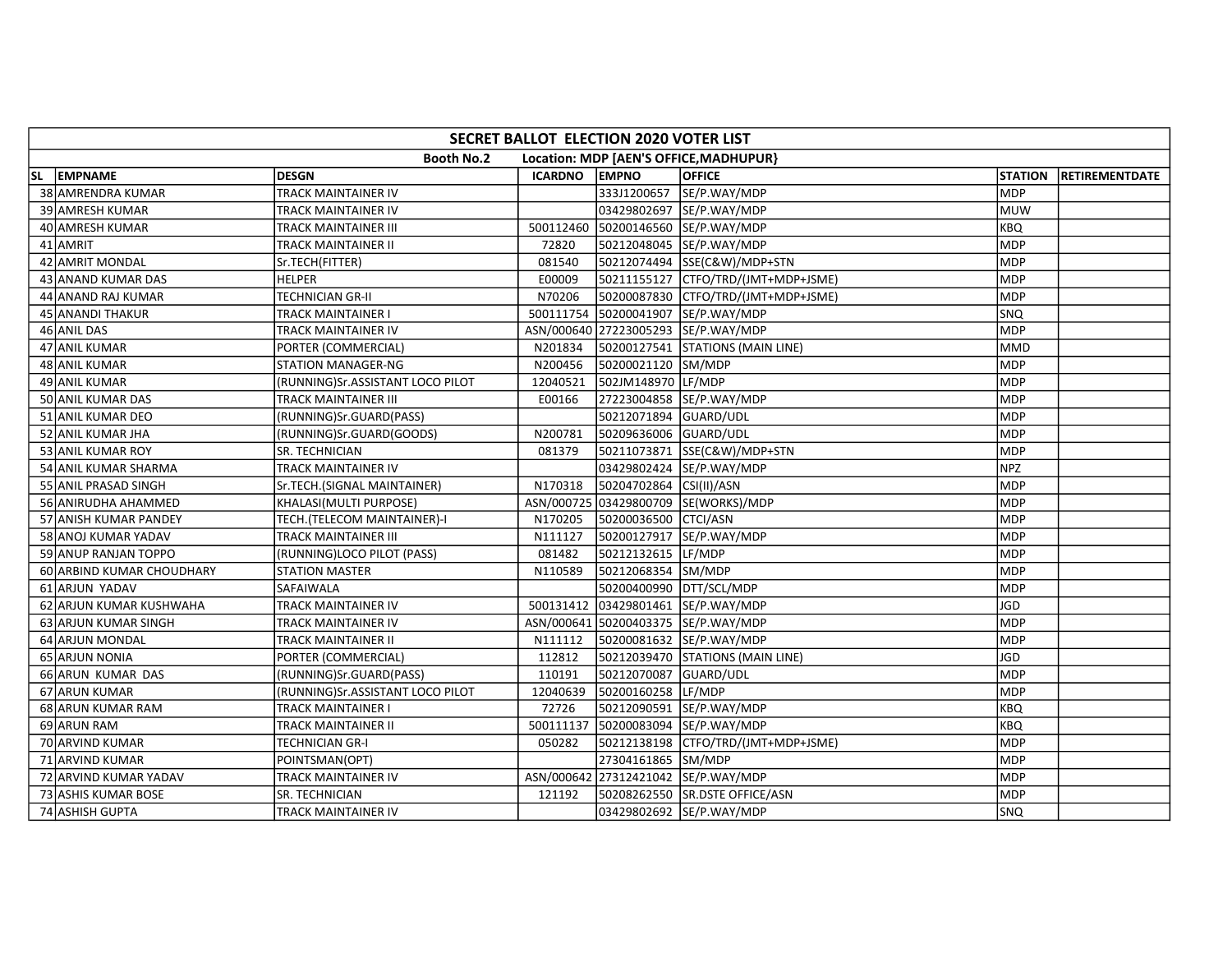| SECRET BALLOT ELECTION 2020 VOTER LIST | | | | | | | |
|---|---|---|---|---|---|---|---|
| Booth No.2 Location: MDP [AEN'S OFFICE,MADHUPUR} | | | | | | | |
| SL | EMPNAME | DESGN | ICARDNO | EMPNO | OFFICE | STATION | RETIREMENTDATE |
| 38 | AMRENDRA KUMAR | TRACK MAINTAINER IV | | 333J1200657 | SE/P.WAY/MDP | MDP | |
| 39 | AMRESH KUMAR | TRACK MAINTAINER IV | | 03429802697 | SE/P.WAY/MDP | MUW | |
| 40 | AMRESH KUMAR | TRACK MAINTAINER III | 500112460 | 50200146560 | SE/P.WAY/MDP | KBQ | |
| 41 | AMRIT | TRACK MAINTAINER II | 72820 | 50212048045 | SE/P.WAY/MDP | MDP | |
| 42 | AMRIT MONDAL | Sr.TECH(FITTER) | 081540 | 50212074494 | SSE(C&W)/MDP+STN | MDP | |
| 43 | ANAND KUMAR DAS | HELPER | E00009 | 50211155127 | CTFO/TRD/(JMT+MDP+JSME) | MDP | |
| 44 | ANAND RAJ KUMAR | TECHNICIAN GR-II | N70206 | 50200087830 | CTFO/TRD/(JMT+MDP+JSME) | MDP | |
| 45 | ANANDI THAKUR | TRACK MAINTAINER I | 500111754 | 50200041907 | SE/P.WAY/MDP | SNQ | |
| 46 | ANIL DAS | TRACK MAINTAINER IV | ASN/000640 | 27223005293 | SE/P.WAY/MDP | MDP | |
| 47 | ANIL KUMAR | PORTER (COMMERCIAL) | N201834 | 50200127541 | STATIONS (MAIN LINE) | MMD | |
| 48 | ANIL KUMAR | STATION MANAGER-NG | N200456 | 50200021120 | SM/MDP | MDP | |
| 49 | ANIL KUMAR | (RUNNING)Sr.ASSISTANT LOCO PILOT | 12040521 | 502JM148970 | LF/MDP | MDP | |
| 50 | ANIL KUMAR DAS | TRACK MAINTAINER III | E00166 | 27223004858 | SE/P.WAY/MDP | MDP | |
| 51 | ANIL KUMAR DEO | (RUNNING)Sr.GUARD(PASS) | | 50212071894 | GUARD/UDL | MDP | |
| 52 | ANIL KUMAR JHA | (RUNNING)Sr.GUARD(GOODS) | N200781 | 50209636006 | GUARD/UDL | MDP | |
| 53 | ANIL KUMAR ROY | SR. TECHNICIAN | 081379 | 50211073871 | SSE(C&W)/MDP+STN | MDP | |
| 54 | ANIL KUMAR SHARMA | TRACK MAINTAINER IV | | 03429802424 | SE/P.WAY/MDP | NPZ | |
| 55 | ANIL PRASAD SINGH | Sr.TECH.(SIGNAL MAINTAINER) | N170318 | 50204702864 | CSI(II)/ASN | MDP | |
| 56 | ANIRUDHA AHAMMED | KHALASI(MULTI PURPOSE) | ASN/000725 | 03429800709 | SE(WORKS)/MDP | MDP | |
| 57 | ANISH KUMAR PANDEY | TECH.(TELECOM MAINTAINER)-I | N170205 | 50200036500 | CTCI/ASN | MDP | |
| 58 | ANOJ KUMAR YADAV | TRACK MAINTAINER III | N111127 | 50200127917 | SE/P.WAY/MDP | MDP | |
| 59 | ANUP RANJAN TOPPO | (RUNNING)LOCO PILOT (PASS) | 081482 | 50212132615 | LF/MDP | MDP | |
| 60 | ARBIND KUMAR CHOUDHARY | STATION MASTER | N110589 | 50212068354 | SM/MDP | MDP | |
| 61 | ARJUN YADAV | SAFAIWALA | | 50200400990 | DTT/SCL/MDP | MDP | |
| 62 | ARJUN KUMAR KUSHWAHA | TRACK MAINTAINER IV | 500131412 | 03429801461 | SE/P.WAY/MDP | JGD | |
| 63 | ARJUN KUMAR SINGH | TRACK MAINTAINER IV | ASN/000641 | 50200403375 | SE/P.WAY/MDP | MDP | |
| 64 | ARJUN MONDAL | TRACK MAINTAINER II | N111112 | 50200081632 | SE/P.WAY/MDP | MDP | |
| 65 | ARJUN NONIA | PORTER (COMMERCIAL) | 112812 | 50212039470 | STATIONS (MAIN LINE) | JGD | |
| 66 | ARUN KUMAR DAS | (RUNNING)Sr.GUARD(PASS) | 110191 | 50212070087 | GUARD/UDL | MDP | |
| 67 | ARUN KUMAR | (RUNNING)Sr.ASSISTANT LOCO PILOT | 12040639 | 50200160258 | LF/MDP | MDP | |
| 68 | ARUN KUMAR RAM | TRACK MAINTAINER I | 72726 | 50212090591 | SE/P.WAY/MDP | KBQ | |
| 69 | ARUN RAM | TRACK MAINTAINER II | 500111137 | 50200083094 | SE/P.WAY/MDP | KBQ | |
| 70 | ARVIND KUMAR | TECHNICIAN GR-I | 050282 | 50212138198 | CTFO/TRD/(JMT+MDP+JSME) | MDP | |
| 71 | ARVIND KUMAR | POINTSMAN(OPT) | | 27304161865 | SM/MDP | MDP | |
| 72 | ARVIND KUMAR YADAV | TRACK MAINTAINER IV | ASN/000642 | 27312421042 | SE/P.WAY/MDP | MDP | |
| 73 | ASHIS KUMAR BOSE | SR. TECHNICIAN | 121192 | 50208262550 | SR.DSTE OFFICE/ASN | MDP | |
| 74 | ASHISH GUPTA | TRACK MAINTAINER IV | | 03429802692 | SE/P.WAY/MDP | SNQ | |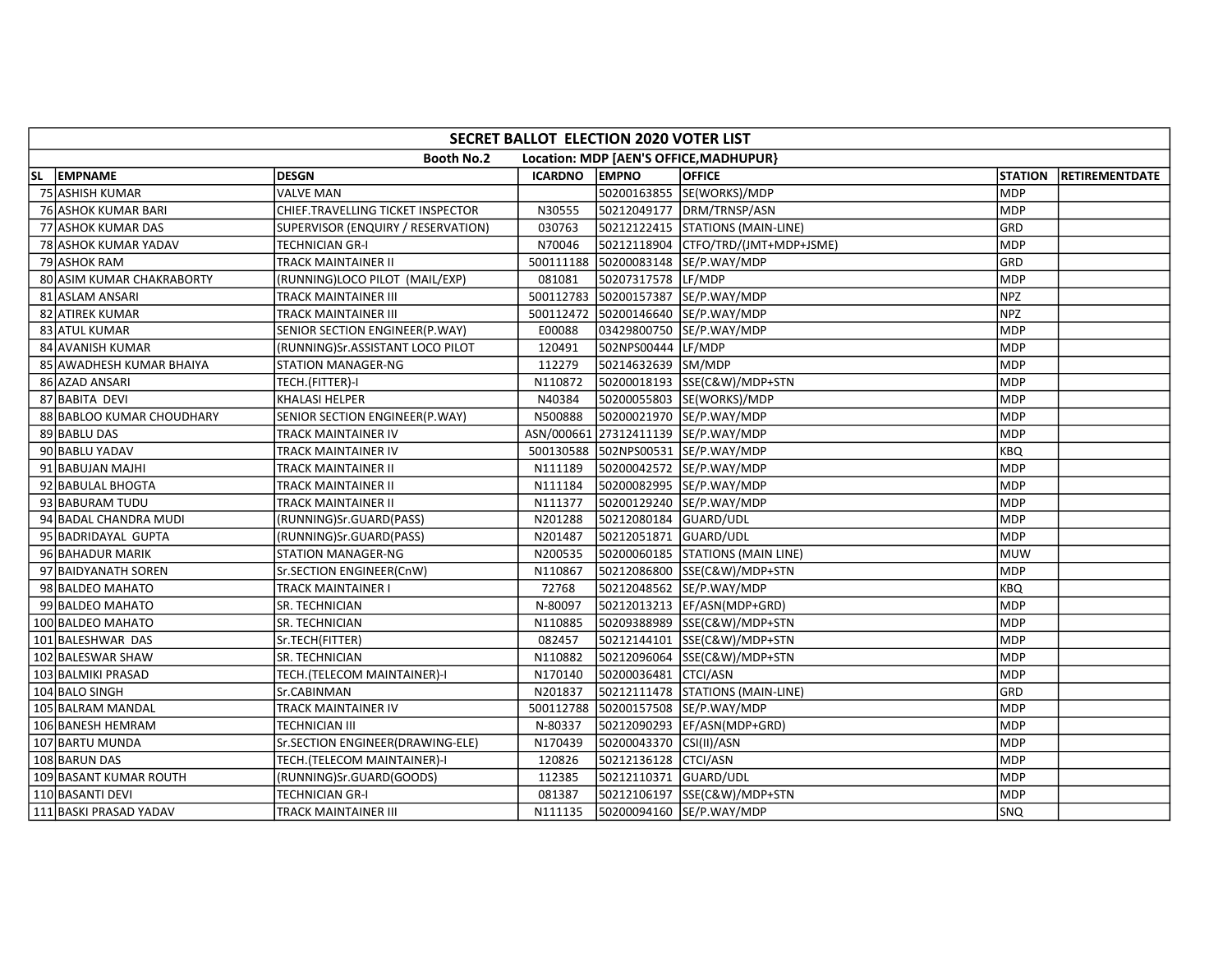| SECRET BALLOT ELECTION 2020 VOTER LIST | | | | | | | |
|---|---|---|---|---|---|---|---|
| Booth No.2 Location: MDP [AEN'S OFFICE,MADHUPUR} | | | | | | | |
| SL | EMPNAME | DESGN | ICARDNO | EMPNO | OFFICE | STATION | RETIREMENTDATE |
| 75 | ASHISH KUMAR | VALVE MAN | | 50200163855 | SE(WORKS)/MDP | MDP | |
| 76 | ASHOK KUMAR BARI | CHIEF.TRAVELLING TICKET INSPECTOR | N30555 | 50212049177 | DRM/TRNSP/ASN | MDP | |
| 77 | ASHOK KUMAR DAS | SUPERVISOR (ENQUIRY / RESERVATION) | 030763 | 50212122415 | STATIONS (MAIN-LINE) | GRD | |
| 78 | ASHOK KUMAR YADAV | TECHNICIAN GR-I | N70046 | 50212118904 | CTFO/TRD/(JMT+MDP+JSME) | MDP | |
| 79 | ASHOK RAM | TRACK MAINTAINER II | 500111188 | 50200083148 | SE/P.WAY/MDP | GRD | |
| 80 | ASIM KUMAR CHAKRABORTY | (RUNNING)LOCO PILOT (MAIL/EXP) | 081081 | 50207317578 | LF/MDP | MDP | |
| 81 | ASLAM ANSARI | TRACK MAINTAINER III | 500112783 | 50200157387 | SE/P.WAY/MDP | NPZ | |
| 82 | ATIREK KUMAR | TRACK MAINTAINER III | 500112472 | 50200146640 | SE/P.WAY/MDP | NPZ | |
| 83 | ATUL KUMAR | SENIOR SECTION ENGINEER(P.WAY) | E00088 | 03429800750 | SE/P.WAY/MDP | MDP | |
| 84 | AVANISH KUMAR | (RUNNING)Sr.ASSISTANT LOCO PILOT | 120491 | 502NPS00444 | LF/MDP | MDP | |
| 85 | AWADHESH KUMAR BHAIYA | STATION MANAGER-NG | 112279 | 50214632639 | SM/MDP | MDP | |
| 86 | AZAD ANSARI | TECH.(FITTER)-I | N110872 | 50200018193 | SSE(C&W)/MDP+STN | MDP | |
| 87 | BABITA DEVI | KHALASI HELPER | N40384 | 50200055803 | SE(WORKS)/MDP | MDP | |
| 88 | BABLOO KUMAR CHOUDHARY | SENIOR SECTION ENGINEER(P.WAY) | N500888 | 50200021970 | SE/P.WAY/MDP | MDP | |
| 89 | BABLU DAS | TRACK MAINTAINER IV | ASN/000661 | 27312411139 | SE/P.WAY/MDP | MDP | |
| 90 | BABLU YADAV | TRACK MAINTAINER IV | 500130588 | 502NPS00531 | SE/P.WAY/MDP | KBQ | |
| 91 | BABUJAN MAJHI | TRACK MAINTAINER II | N111189 | 50200042572 | SE/P.WAY/MDP | MDP | |
| 92 | BABULAL BHOGTA | TRACK MAINTAINER II | N111184 | 50200082995 | SE/P.WAY/MDP | MDP | |
| 93 | BABURAM TUDU | TRACK MAINTAINER II | N111377 | 50200129240 | SE/P.WAY/MDP | MDP | |
| 94 | BADAL CHANDRA MUDI | (RUNNING)Sr.GUARD(PASS) | N201288 | 50212080184 | GUARD/UDL | MDP | |
| 95 | BADRIDAYAL GUPTA | (RUNNING)Sr.GUARD(PASS) | N201487 | 50212051871 | GUARD/UDL | MDP | |
| 96 | BAHADUR MARIK | STATION MANAGER-NG | N200535 | 50200060185 | STATIONS (MAIN LINE) | MUW | |
| 97 | BAIDYANATH SOREN | Sr.SECTION ENGINEER(CnW) | N110867 | 50212086800 | SSE(C&W)/MDP+STN | MDP | |
| 98 | BALDEO MAHATO | TRACK MAINTAINER I | 72768 | 50212048562 | SE/P.WAY/MDP | KBQ | |
| 99 | BALDEO MAHATO | SR. TECHNICIAN | N-80097 | 50212013213 | EF/ASN(MDP+GRD) | MDP | |
| 100 | BALDEO MAHATO | SR. TECHNICIAN | N110885 | 50209388989 | SSE(C&W)/MDP+STN | MDP | |
| 101 | BALESHWAR DAS | Sr.TECH(FITTER) | 082457 | 50212144101 | SSE(C&W)/MDP+STN | MDP | |
| 102 | BALESWAR SHAW | SR. TECHNICIAN | N110882 | 50212096064 | SSE(C&W)/MDP+STN | MDP | |
| 103 | BALMIKI PRASAD | TECH.(TELECOM MAINTAINER)-I | N170140 | 50200036481 | CTCI/ASN | MDP | |
| 104 | BALO SINGH | Sr.CABINMAN | N201837 | 50212111478 | STATIONS (MAIN-LINE) | GRD | |
| 105 | BALRAM MANDAL | TRACK MAINTAINER IV | 500112788 | 50200157508 | SE/P.WAY/MDP | MDP | |
| 106 | BANESH HEMRAM | TECHNICIAN III | N-80337 | 50212090293 | EF/ASN(MDP+GRD) | MDP | |
| 107 | BARTU MUNDA | Sr.SECTION ENGINEER(DRAWING-ELE) | N170439 | 50200043370 | CSI(II)/ASN | MDP | |
| 108 | BARUN DAS | TECH.(TELECOM MAINTAINER)-I | 120826 | 50212136128 | CTCI/ASN | MDP | |
| 109 | BASANT KUMAR ROUTH | (RUNNING)Sr.GUARD(GOODS) | 112385 | 50212110371 | GUARD/UDL | MDP | |
| 110 | BASANTI DEVI | TECHNICIAN GR-I | 081387 | 50212106197 | SSE(C&W)/MDP+STN | MDP | |
| 111 | BASKI PRASAD YADAV | TRACK MAINTAINER III | N111135 | 50200094160 | SE/P.WAY/MDP | SNQ | |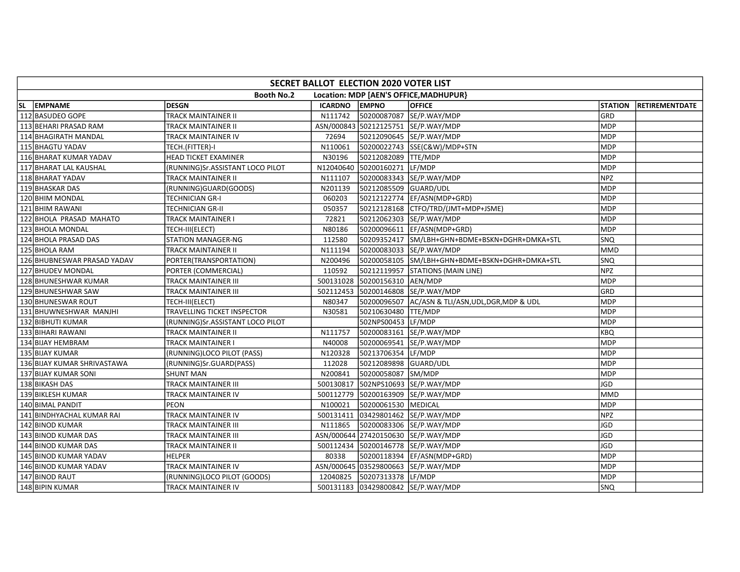| SECRET BALLOT ELECTION 2020 VOTER LIST | | | | | | | |
|---|---|---|---|---|---|---|---|
| Booth No.2 Location: MDP [AEN'S OFFICE,MADHUPUR} | | | | | | | |
| SL EMPNAME | DESGN | ICARDNO | EMPNO | OFFICE | STATION | RETIREMENTDATE | |
| 112 BASUDEO GOPE | TRACK MAINTAINER II | N111742 | 50200087087 | SE/P.WAY/MDP | GRD | | |
| 113 BEHARI PRASAD RAM | TRACK MAINTAINER II | ASN/000843 | 50212125751 | SE/P.WAY/MDP | MDP | | |
| 114 BHAGIRATH MANDAL | TRACK MAINTAINER IV | 72694 | 50212090645 | SE/P.WAY/MDP | MDP | | |
| 115 BHAGTU YADAV | TECH.(FITTER)-I | N110061 | 50200022743 | SSE(C&W)/MDP+STN | MDP | | |
| 116 BHARAT KUMAR YADAV | HEAD TICKET EXAMINER | N30196 | 50212082089 | TTE/MDP | MDP | | |
| 117 BHARAT LAL KAUSHAL | (RUNNING)Sr.ASSISTANT LOCO PILOT | N12040640 | 50200160271 | LF/MDP | MDP | | |
| 118 BHARAT YADAV | TRACK MAINTAINER II | N111107 | 50200083343 | SE/P.WAY/MDP | NPZ | | |
| 119 BHASKAR DAS | (RUNNING)GUARD(GOODS) | N201139 | 50212085509 | GUARD/UDL | MDP | | |
| 120 BHIM MONDAL | TECHNICIAN GR-I | 060203 | 50212122774 | EF/ASN(MDP+GRD) | MDP | | |
| 121 BHIM RAWANI | TECHNICIAN GR-II | 050357 | 50212128168 | CTFO/TRD/(JMT+MDP+JSME) | MDP | | |
| 122 BHOLA PRASAD MAHATO | TRACK MAINTAINER I | 72821 | 50212062303 | SE/P.WAY/MDP | MDP | | |
| 123 BHOLA MONDAL | TECH-III(ELECT) | N80186 | 50200096611 | EF/ASN(MDP+GRD) | MDP | | |
| 124 BHOLA PRASAD DAS | STATION MANAGER-NG | 112580 | 50209352417 | SM/LBH+GHN+BDME+BSKN+DGHR+DMKA+STL | SNQ | | |
| 125 BHOLA RAM | TRACK MAINTAINER II | N111194 | 50200083033 | SE/P.WAY/MDP | MMD | | |
| 126 BHUBNESWAR PRASAD YADAV | PORTER(TRANSPORTATION) | N200496 | 50200058105 | SM/LBH+GHN+BDME+BSKN+DGHR+DMKA+STL | SNQ | | |
| 127 BHUDEV MONDAL | PORTER (COMMERCIAL) | 110592 | 50212119957 | STATIONS (MAIN LINE) | NPZ | | |
| 128 BHUNESHWAR KUMAR | TRACK MAINTAINER III | 500131028 | 50200156310 | AEN/MDP | MDP | | |
| 129 BHUNESHWAR SAW | TRACK MAINTAINER III | 502112453 | 50200146808 | SE/P.WAY/MDP | GRD | | |
| 130 BHUNESWAR ROUT | TECH-III(ELECT) | N80347 | 50200096507 | AC/ASN & TLI/ASN,UDL,DGR,MDP & UDL | MDP | | |
| 131 BHUWNESHWAR MANJHI | TRAVELLING TICKET INSPECTOR | N30581 | 50210630480 | TTE/MDP | MDP | | |
| 132 BIBHUTI KUMAR | (RUNNING)Sr.ASSISTANT LOCO PILOT | | 502NPS00453 | LF/MDP | MDP | | |
| 133 BIHARI RAWANI | TRACK MAINTAINER II | N111757 | 50200083161 | SE/P.WAY/MDP | KBQ | | |
| 134 BIJAY HEMBRAM | TRACK MAINTAINER I | N40008 | 50200069541 | SE/P.WAY/MDP | MDP | | |
| 135 BIJAY KUMAR | (RUNNING)LOCO PILOT (PASS) | N120328 | 50213706354 | LF/MDP | MDP | | |
| 136 BIJAY KUMAR SHRIVASTAWA | (RUNNING)Sr.GUARD(PASS) | 112028 | 50212089898 | GUARD/UDL | MDP | | |
| 137 BIJAY KUMAR SONI | SHUNT MAN | N200841 | 50200058087 | SM/MDP | MDP | | |
| 138 BIKASH DAS | TRACK MAINTAINER III | 500130817 | 502NPS10693 | SE/P.WAY/MDP | JGD | | |
| 139 BIKLESH KUMAR | TRACK MAINTAINER IV | 500112779 | 50200163909 | SE/P.WAY/MDP | MMD | | |
| 140 BIMAL PANDIT | PEON | N100021 | 50200061530 | MEDICAL | MDP | | |
| 141 BINDHYACHAL KUMAR RAI | TRACK MAINTAINER IV | 500131411 | 03429801462 | SE/P.WAY/MDP | NPZ | | |
| 142 BINOD KUMAR | TRACK MAINTAINER III | N111865 | 50200083306 | SE/P.WAY/MDP | JGD | | |
| 143 BINOD KUMAR DAS | TRACK MAINTAINER III | ASN/000644 | 27420150630 | SE/P.WAY/MDP | JGD | | |
| 144 BINOD KUMAR DAS | TRACK MAINTAINER II | 500112434 | 50200146778 | SE/P.WAY/MDP | JGD | | |
| 145 BINOD KUMAR YADAV | HELPER | 80338 | 50200118394 | EF/ASN(MDP+GRD) | MDP | | |
| 146 BINOD KUMAR YADAV | TRACK MAINTAINER IV | ASN/000645 | 03529800663 | SE/P.WAY/MDP | MDP | | |
| 147 BINOD RAUT | (RUNNING)LOCO PILOT (GOODS) | 12040825 | 50207313378 | LF/MDP | MDP | | |
| 148 BIPIN KUMAR | TRACK MAINTAINER IV | 500131183 | 03429800842 | SE/P.WAY/MDP | SNQ | | |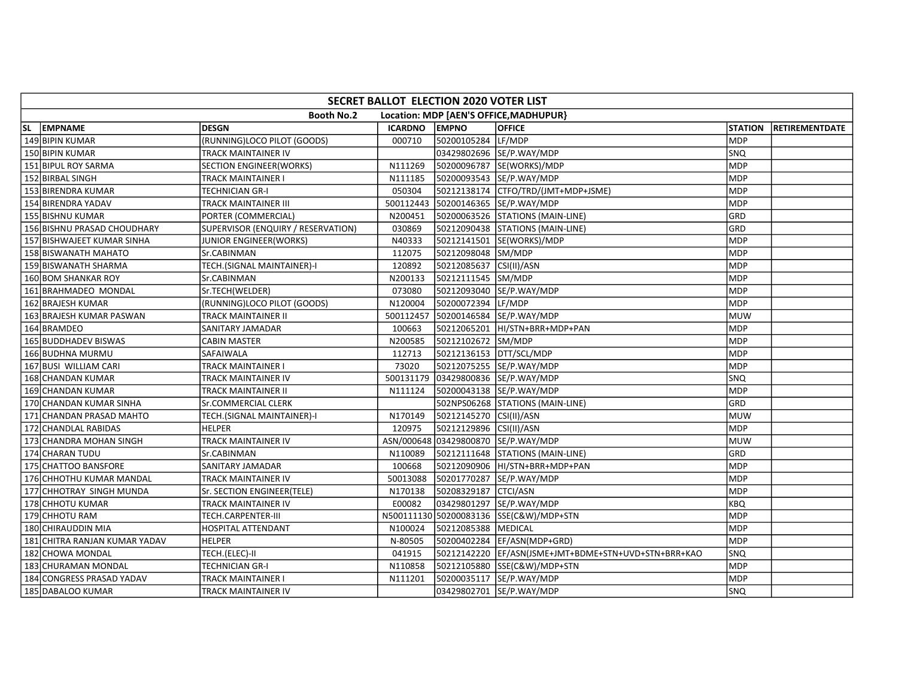| SECRET BALLOT ELECTION 2020 VOTER LIST | | | | | | | |
|---|---|---|---|---|---|---|---|
| Booth No.2 Location: MDP [AEN'S OFFICE,MADHUPUR} | | | | | | | |
| **SL** | **EMPNAME** | **DESGN** | **ICARDNO** | **EMPNO** | **OFFICE** | **STATION** | **RETIREMENTDATE** |
| 149 | BIPIN KUMAR | (RUNNING)LOCO PILOT (GOODS) | 000710 | 50200105284 | LF/MDP | MDP | |
| 150 | BIPIN KUMAR | TRACK MAINTAINER IV | | 03429802696 | SE/P.WAY/MDP | SNQ | |
| 151 | BIPUL ROY SARMA | SECTION ENGINEER(WORKS) | N111269 | 50200096787 | SE(WORKS)/MDP | MDP | |
| 152 | BIRBAL SINGH | TRACK MAINTAINER I | N111185 | 50200093543 | SE/P.WAY/MDP | MDP | |
| 153 | BIRENDRA KUMAR | TECHNICIAN GR-I | 050304 | 50212138174 | CTFO/TRD/(JMT+MDP+JSME) | MDP | |
| 154 | BIRENDRA YADAV | TRACK MAINTAINER III | 500112443 | 50200146365 | SE/P.WAY/MDP | MDP | |
| 155 | BISHNU KUMAR | PORTER (COMMERCIAL) | N200451 | 50200063526 | STATIONS (MAIN-LINE) | GRD | |
| 156 | BISHNU PRASAD CHOUDHARY | SUPERVISOR (ENQUIRY / RESERVATION) | 030869 | 50212090438 | STATIONS (MAIN-LINE) | GRD | |
| 157 | BISHWAJEET KUMAR SINHA | JUNIOR ENGINEER(WORKS) | N40333 | 50212141501 | SE(WORKS)/MDP | MDP | |
| 158 | BISWANATH MAHATO | Sr.CABINMAN | 112075 | 50212098048 | SM/MDP | MDP | |
| 159 | BISWANATH SHARMA | TECH.(SIGNAL MAINTAINER)-I | 120892 | 50212085637 | CSI(II)/ASN | MDP | |
| 160 | BOM SHANKAR ROY | Sr.CABINMAN | N200133 | 50212111545 | SM/MDP | MDP | |
| 161 | BRAHMADEO MONDAL | Sr.TECH(WELDER) | 073080 | 50212093040 | SE/P.WAY/MDP | MDP | |
| 162 | BRAJESH KUMAR | (RUNNING)LOCO PILOT (GOODS) | N120004 | 50200072394 | LF/MDP | MDP | |
| 163 | BRAJESH KUMAR PASWAN | TRACK MAINTAINER II | 500112457 | 50200146584 | SE/P.WAY/MDP | MUW | |
| 164 | BRAMDEO | SANITARY JAMADAR | 100663 | 50212065201 | HI/STN+BRR+MDP+PAN | MDP | |
| 165 | BUDDHADEV BISWAS | CABIN MASTER | N200585 | 50212102672 | SM/MDP | MDP | |
| 166 | BUDHNA MURMU | SAFAIWALA | 112713 | 50212136153 | DTT/SCL/MDP | MDP | |
| 167 | BUSI WILLIAM CARI | TRACK MAINTAINER I | 73020 | 50212075255 | SE/P.WAY/MDP | MDP | |
| 168 | CHANDAN KUMAR | TRACK MAINTAINER IV | 500131179 | 03429800836 | SE/P.WAY/MDP | SNQ | |
| 169 | CHANDAN KUMAR | TRACK MAINTAINER II | N111124 | 50200043138 | SE/P.WAY/MDP | MDP | |
| 170 | CHANDAN KUMAR SINHA | Sr.COMMERCIAL CLERK | | 502NPS06268 | STATIONS (MAIN-LINE) | GRD | |
| 171 | CHANDAN PRASAD MAHTO | TECH.(SIGNAL MAINTAINER)-I | N170149 | 50212145270 | CSI(II)/ASN | MUW | |
| 172 | CHANDLAL RABIDAS | HELPER | 120975 | 50212129896 | CSI(II)/ASN | MDP | |
| 173 | CHANDRA MOHAN SINGH | TRACK MAINTAINER IV | ASN/000648 | 03429800870 | SE/P.WAY/MDP | MUW | |
| 174 | CHARAN TUDU | Sr.CABINMAN | N110089 | 50212111648 | STATIONS (MAIN-LINE) | GRD | |
| 175 | CHATTOO BANSFORE | SANITARY JAMADAR | 100668 | 50212090906 | HI/STN+BRR+MDP+PAN | MDP | |
| 176 | CHHOTHU KUMAR MANDAL | TRACK MAINTAINER IV | 50013088 | 50201770287 | SE/P.WAY/MDP | MDP | |
| 177 | CHHOTRAY SINGH MUNDA | Sr. SECTION ENGINEER(TELE) | N170138 | 50208329187 | CTCI/ASN | MDP | |
| 178 | CHHOTU KUMAR | TRACK MAINTAINER IV | E00082 | 03429801297 | SE/P.WAY/MDP | KBQ | |
| 179 | CHHOTU RAM | TECH.CARPENTER-III | N500111130 | 50200083136 | SSE(C&W)/MDP+STN | MDP | |
| 180 | CHIRAUDDIN MIA | HOSPITAL ATTENDANT | N100024 | 50212085388 | MEDICAL | MDP | |
| 181 | CHITRA RANJAN KUMAR YADAV | HELPER | N-80505 | 50200402284 | EF/ASN(MDP+GRD) | MDP | |
| 182 | CHOWA MONDAL | TECH.(ELEC)-II | 041915 | 50212142220 | EF/ASN(JSME+JMT+BDME+STN+BRR+KAO | SNQ | |
| 183 | CHURAMAN MONDAL | TECHNICIAN GR-I | N110858 | 50212105880 | SSE(C&W)/MDP+STN | MDP | |
| 184 | CONGRESS PRASAD YADAV | TRACK MAINTAINER I | N111201 | 50200035117 | SE/P.WAY/MDP | MDP | |
| 185 | DABALOO KUMAR | TRACK MAINTAINER IV | | 03429802701 | SE/P.WAY/MDP | SNQ | |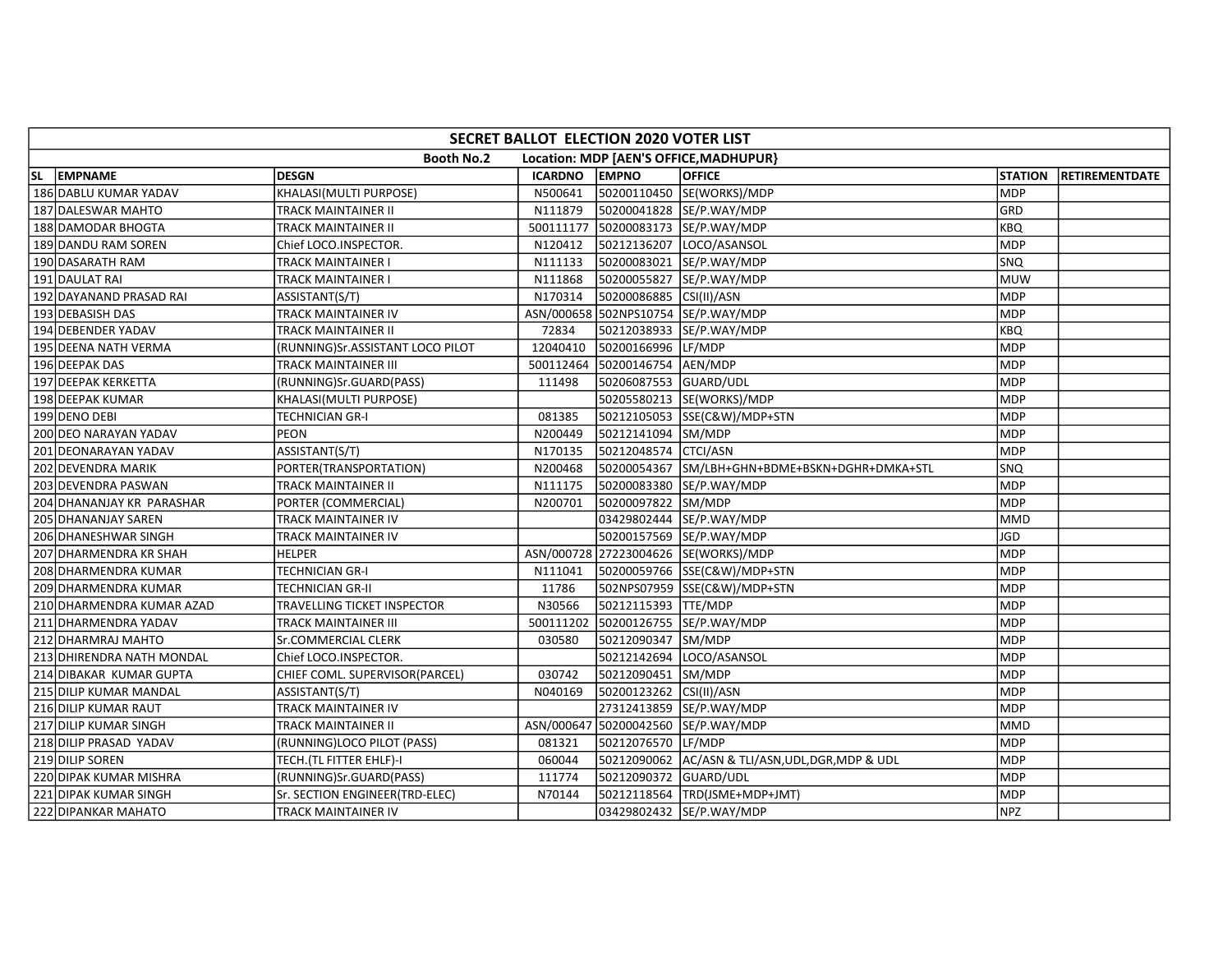| SECRET BALLOT ELECTION 2020 VOTER LIST | | | | | | | |
|---|---|---|---|---|---|---|---|
| Booth No.2 Location: MDP [AEN'S OFFICE,MADHUPUR} | | | | | | | |
| SL EMPNAME | DESGN | ICARDNO | EMPNO | OFFICE | STATION | RETIREMENTDATE | |
| 186 DABLU KUMAR YADAV | KHALASI(MULTI PURPOSE) | N500641 | 50200110450 | SE(WORKS)/MDP | MDP | | |
| 187 DALESWAR MAHTO | TRACK MAINTAINER II | N111879 | 50200041828 | SE/P.WAY/MDP | GRD | | |
| 188 DAMODAR BHOGTA | TRACK MAINTAINER II | 500111177 | 50200083173 | SE/P.WAY/MDP | KBQ | | |
| 189 DANDU RAM SOREN | Chief LOCO.INSPECTOR. | N120412 | 50212136207 | LOCO/ASANSOL | MDP | | |
| 190 DASARATH RAM | TRACK MAINTAINER I | N111133 | 50200083021 | SE/P.WAY/MDP | SNQ | | |
| 191 DAULAT RAI | TRACK MAINTAINER I | N111868 | 50200055827 | SE/P.WAY/MDP | MUW | | |
| 192 DAYANAND PRASAD RAI | ASSISTANT(S/T) | N170314 | 50200086885 | CSI(II)/ASN | MDP | | |
| 193 DEBASISH DAS | TRACK MAINTAINER IV | ASN/000658 | 502NPS10754 | SE/P.WAY/MDP | MDP | | |
| 194 DEBENDER YADAV | TRACK MAINTAINER II | 72834 | 50212038933 | SE/P.WAY/MDP | KBQ | | |
| 195 DEENA NATH VERMA | (RUNNING)Sr.ASSISTANT LOCO PILOT | 12040410 | 50200166996 | LF/MDP | MDP | | |
| 196 DEEPAK DAS | TRACK MAINTAINER III | 500112464 | 50200146754 | AEN/MDP | MDP | | |
| 197 DEEPAK KERKETTA | (RUNNING)Sr.GUARD(PASS) | 111498 | 50206087553 | GUARD/UDL | MDP | | |
| 198 DEEPAK KUMAR | KHALASI(MULTI PURPOSE) | | 50205580213 | SE(WORKS)/MDP | MDP | | |
| 199 DENO DEBI | TECHNICIAN GR-I | 081385 | 50212105053 | SSE(C&W)/MDP+STN | MDP | | |
| 200 DEO NARAYAN YADAV | PEON | N200449 | 50212141094 | SM/MDP | MDP | | |
| 201 DEONARAYAN YADAV | ASSISTANT(S/T) | N170135 | 50212048574 | CTCI/ASN | MDP | | |
| 202 DEVENDRA MARIK | PORTER(TRANSPORTATION) | N200468 | 50200054367 | SM/LBH+GHN+BDME+BSKN+DGHR+DMKA+STL | SNQ | | |
| 203 DEVENDRA PASWAN | TRACK MAINTAINER II | N111175 | 50200083380 | SE/P.WAY/MDP | MDP | | |
| 204 DHANANJAY KR PARASHAR | PORTER (COMMERCIAL) | N200701 | 50200097822 | SM/MDP | MDP | | |
| 205 DHANANJAY SAREN | TRACK MAINTAINER IV | | 03429802444 | SE/P.WAY/MDP | MMD | | |
| 206 DHANESHWAR SINGH | TRACK MAINTAINER IV | | 50200157569 | SE/P.WAY/MDP | JGD | | |
| 207 DHARMENDRA KR SHAH | HELPER | ASN/000728 | 27223004626 | SE(WORKS)/MDP | MDP | | |
| 208 DHARMENDRA KUMAR | TECHNICIAN GR-I | N111041 | 50200059766 | SSE(C&W)/MDP+STN | MDP | | |
| 209 DHARMENDRA KUMAR | TECHNICIAN GR-II | 11786 | 502NPS07959 | SSE(C&W)/MDP+STN | MDP | | |
| 210 DHARMENDRA KUMAR AZAD | TRAVELLING TICKET INSPECTOR | N30566 | 50212115393 | TTE/MDP | MDP | | |
| 211 DHARMENDRA YADAV | TRACK MAINTAINER III | 500111202 | 50200126755 | SE/P.WAY/MDP | MDP | | |
| 212 DHARMRAJ MAHTO | Sr.COMMERCIAL CLERK | 030580 | 50212090347 | SM/MDP | MDP | | |
| 213 DHIRENDRA NATH MONDAL | Chief LOCO.INSPECTOR. | | 50212142694 | LOCO/ASANSOL | MDP | | |
| 214 DIBAKAR KUMAR GUPTA | CHIEF COML. SUPERVISOR(PARCEL) | 030742 | 50212090451 | SM/MDP | MDP | | |
| 215 DILIP KUMAR MANDAL | ASSISTANT(S/T) | N040169 | 50200123262 | CSI(II)/ASN | MDP | | |
| 216 DILIP KUMAR RAUT | TRACK MAINTAINER IV | | 27312413859 | SE/P.WAY/MDP | MDP | | |
| 217 DILIP KUMAR SINGH | TRACK MAINTAINER II | ASN/000647 | 50200042560 | SE/P.WAY/MDP | MMD | | |
| 218 DILIP PRASAD YADAV | (RUNNING)LOCO PILOT (PASS) | 081321 | 50212076570 | LF/MDP | MDP | | |
| 219 DILIP SOREN | TECH.(TL FITTER EHLF)-I | 060044 | 50212090062 | AC/ASN & TLI/ASN,UDL,DGR,MDP & UDL | MDP | | |
| 220 DIPAK KUMAR MISHRA | (RUNNING)Sr.GUARD(PASS) | 111774 | 50212090372 | GUARD/UDL | MDP | | |
| 221 DIPAK KUMAR SINGH | Sr. SECTION ENGINEER(TRD-ELEC) | N70144 | 50212118564 | TRD(JSME+MDP+JMT) | MDP | | |
| 222 DIPANKAR MAHATO | TRACK MAINTAINER IV | | 03429802432 | SE/P.WAY/MDP | NPZ | | |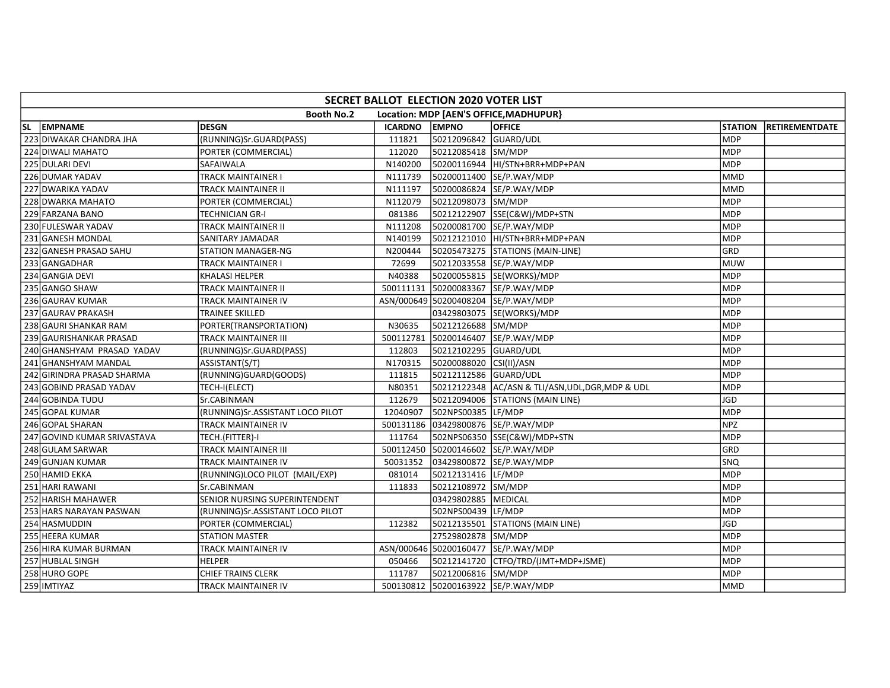| SECRET BALLOT ELECTION 2020 VOTER LIST | | | | | | | |
|---|---|---|---|---|---|---|---|
| Booth No.2 Location: MDP [AEN'S OFFICE,MADHUPUR} | | | | | | | |
| SL | EMPNAME | DESGN | ICARDNO | EMPNO | OFFICE | STATION | RETIREMENTDATE |
| 223 | DIWAKAR CHANDRA JHA | (RUNNING)Sr.GUARD(PASS) | 111821 | 50212096842 | GUARD/UDL | MDP | |
| 224 | DIWALI MAHATO | PORTER (COMMERCIAL) | 112020 | 50212085418 | SM/MDP | MDP | |
| 225 | DULARI DEVI | SAFAIWALA | N140200 | 50200116944 | HI/STN+BRR+MDP+PAN | MDP | |
| 226 | DUMAR YADAV | TRACK MAINTAINER I | N111739 | 50200011400 | SE/P.WAY/MDP | MMD | |
| 227 | DWARIKA YADAV | TRACK MAINTAINER II | N111197 | 50200086824 | SE/P.WAY/MDP | MMD | |
| 228 | DWARKA MAHATO | PORTER (COMMERCIAL) | N112079 | 50212098073 | SM/MDP | MDP | |
| 229 | FARZANA BANO | TECHNICIAN GR-I | 081386 | 50212122907 | SSE(C&W)/MDP+STN | MDP | |
| 230 | FULESWAR YADAV | TRACK MAINTAINER II | N111208 | 50200081700 | SE/P.WAY/MDP | MDP | |
| 231 | GANESH MONDAL | SANITARY JAMADAR | N140199 | 50212121010 | HI/STN+BRR+MDP+PAN | MDP | |
| 232 | GANESH PRASAD SAHU | STATION MANAGER-NG | N200444 | 50205473275 | STATIONS (MAIN-LINE) | GRD | |
| 233 | GANGADHAR | TRACK MAINTAINER I | 72699 | 50212033558 | SE/P.WAY/MDP | MUW | |
| 234 | GANGIA DEVI | KHALASI HELPER | N40388 | 50200055815 | SE(WORKS)/MDP | MDP | |
| 235 | GANGO SHAW | TRACK MAINTAINER II | 500111131 | 50200083367 | SE/P.WAY/MDP | MDP | |
| 236 | GAURAV KUMAR | TRACK MAINTAINER IV | ASN/000649 | 50200408204 | SE/P.WAY/MDP | MDP | |
| 237 | GAURAV PRAKASH | TRAINEE SKILLED | | 03429803075 | SE(WORKS)/MDP | MDP | |
| 238 | GAURI SHANKAR RAM | PORTER(TRANSPORTATION) | N30635 | 50212126688 | SM/MDP | MDP | |
| 239 | GAURISHANKAR PRASAD | TRACK MAINTAINER III | 500112781 | 50200146407 | SE/P.WAY/MDP | MDP | |
| 240 | GHANSHYAM PRASAD YADAV | (RUNNING)Sr.GUARD(PASS) | 112803 | 50212102295 | GUARD/UDL | MDP | |
| 241 | GHANSHYAM MANDAL | ASSISTANT(S/T) | N170315 | 50200088020 | CSI(II)/ASN | MDP | |
| 242 | GIRINDRA PRASAD SHARMA | (RUNNING)GUARD(GOODS) | 111815 | 50212112586 | GUARD/UDL | MDP | |
| 243 | GOBIND PRASAD YADAV | TECH-I(ELECT) | N80351 | 50212122348 | AC/ASN & TLI/ASN,UDL,DGR,MDP & UDL | MDP | |
| 244 | GOBINDA TUDU | Sr.CABINMAN | 112679 | 50212094006 | STATIONS (MAIN LINE) | JGD | |
| 245 | GOPAL KUMAR | (RUNNING)Sr.ASSISTANT LOCO PILOT | 12040907 | 502NPS00385 | LF/MDP | MDP | |
| 246 | GOPAL SHARAN | TRACK MAINTAINER IV | 500131186 | 03429800876 | SE/P.WAY/MDP | NPZ | |
| 247 | GOVIND KUMAR SRIVASTAVA | TECH.(FITTER)-I | 111764 | 502NPS06350 | SSE(C&W)/MDP+STN | MDP | |
| 248 | GULAM SARWAR | TRACK MAINTAINER III | 500112450 | 50200146602 | SE/P.WAY/MDP | GRD | |
| 249 | GUNJAN KUMAR | TRACK MAINTAINER IV | 50031352 | 03429800872 | SE/P.WAY/MDP | SNQ | |
| 250 | HAMID EKKA | (RUNNING)LOCO PILOT (MAIL/EXP) | 081014 | 50212131416 | LF/MDP | MDP | |
| 251 | HARI RAWANI | Sr.CABINMAN | 111833 | 50212108972 | SM/MDP | MDP | |
| 252 | HARISH MAHAWER | SENIOR NURSING SUPERINTENDENT | | 03429802885 | MEDICAL | MDP | |
| 253 | HARS NARAYAN PASWAN | (RUNNING)Sr.ASSISTANT LOCO PILOT | | 502NPS00439 | LF/MDP | MDP | |
| 254 | HASMUDDIN | PORTER (COMMERCIAL) | 112382 | 50212135501 | STATIONS (MAIN LINE) | JGD | |
| 255 | HEERA KUMAR | STATION MASTER | | 27529802878 | SM/MDP | MDP | |
| 256 | HIRA KUMAR BURMAN | TRACK MAINTAINER IV | ASN/000646 | 50200160477 | SE/P.WAY/MDP | MDP | |
| 257 | HUBLAL SINGH | HELPER | 050466 | 50212141720 | CTFO/TRD/(JMT+MDP+JSME) | MDP | |
| 258 | HURO GOPE | CHIEF TRAINS CLERK | 111787 | 50212006816 | SM/MDP | MDP | |
| 259 | IMTIYAZ | TRACK MAINTAINER IV | 500130812 | 50200163922 | SE/P.WAY/MDP | MMD | |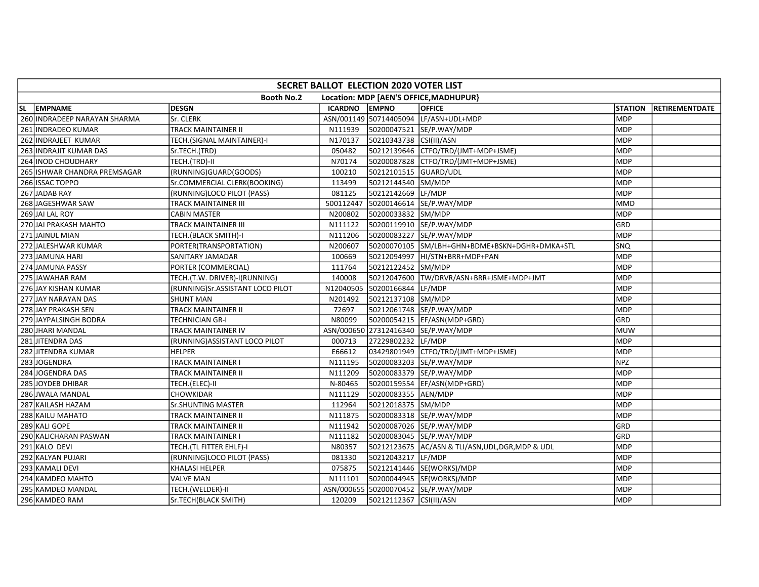| SECRET BALLOT ELECTION 2020 VOTER LIST | | | | | | | |
|---|---|---|---|---|---|---|---|
| Booth No.2 Location: MDP [AEN'S OFFICE,MADHUPUR} | | | | | | | |
| SL EMPNAME | DESGN | ICARDNO | EMPNO | OFFICE | STATION | RETIREMENTDATE | |
| 260 INDRADEEP NARAYAN SHARMA | Sr. CLERK | ASN/001149 | 50714405094 | LF/ASN+UDL+MDP | MDP | | |
| 261 INDRADEO KUMAR | TRACK MAINTAINER II | N111939 | 50200047521 | SE/P.WAY/MDP | MDP | | |
| 262 INDRAJEET KUMAR | TECH.(SIGNAL MAINTAINER)-I | N170137 | 50210343738 | CSI(II)/ASN | MDP | | |
| 263 INDRAJIT KUMAR DAS | Sr.TECH.(TRD) | 050482 | 50212139646 | CTFO/TRD/(JMT+MDP+JSME) | MDP | | |
| 264 INOD CHOUDHARY | TECH.(TRD)-II | N70174 | 50200087828 | CTFO/TRD/(JMT+MDP+JSME) | MDP | | |
| 265 ISHWAR CHANDRA PREMSAGAR | (RUNNING)GUARD(GOODS) | 100210 | 50212101515 | GUARD/UDL | MDP | | |
| 266 ISSAC TOPPO | Sr.COMMERCIAL CLERK(BOOKING) | 113499 | 50212144540 | SM/MDP | MDP | | |
| 267 JADAB RAY | (RUNNING)LOCO PILOT (PASS) | 081125 | 50212142669 | LF/MDP | MDP | | |
| 268 JAGESHWAR SAW | TRACK MAINTAINER III | 500112447 | 50200146614 | SE/P.WAY/MDP | MMD | | |
| 269 JAI LAL ROY | CABIN MASTER | N200802 | 50200033832 | SM/MDP | MDP | | |
| 270 JAI PRAKASH MAHTO | TRACK MAINTAINER III | N111122 | 50200119910 | SE/P.WAY/MDP | GRD | | |
| 271 JAINUL MIAN | TECH.(BLACK SMITH)-I | N111206 | 50200083227 | SE/P.WAY/MDP | MDP | | |
| 272 JALESHWAR KUMAR | PORTER(TRANSPORTATION) | N200607 | 50200070105 | SM/LBH+GHN+BDME+BSKN+DGHR+DMKA+STL | SNQ | | |
| 273 JAMUNA HARI | SANITARY JAMADAR | 100669 | 50212094997 | HI/STN+BRR+MDP+PAN | MDP | | |
| 274 JAMUNA PASSY | PORTER (COMMERCIAL) | 111764 | 50212122452 | SM/MDP | MDP | | |
| 275 JAWAHAR RAM | TECH.(T.W. DRIVER)-I(RUNNING) | 140008 | 50212047600 | TW/DRVR/ASN+BRR+JSME+MDP+JMT | MDP | | |
| 276 JAY KISHAN KUMAR | (RUNNING)Sr.ASSISTANT LOCO PILOT | N12040505 | 50200166844 | LF/MDP | MDP | | |
| 277 JAY NARAYAN DAS | SHUNT MAN | N201492 | 50212137108 | SM/MDP | MDP | | |
| 278 JAY PRAKASH SEN | TRACK MAINTAINER II | 72697 | 50212061748 | SE/P.WAY/MDP | MDP | | |
| 279 JAYPALSINGH BODRA | TECHNICIAN GR-I | N80099 | 50200054215 | EF/ASN(MDP+GRD) | GRD | | |
| 280 JHARI MANDAL | TRACK MAINTAINER IV | ASN/000650 | 27312416340 | SE/P.WAY/MDP | MUW | | |
| 281 JITENDRA DAS | (RUNNING)ASSISTANT LOCO PILOT | 000713 | 27229802232 | LF/MDP | MDP | | |
| 282 JITENDRA KUMAR | HELPER | E66612 | 03429801949 | CTFO/TRD/(JMT+MDP+JSME) | MDP | | |
| 283 JOGENDRA | TRACK MAINTAINER I | N111195 | 50200083203 | SE/P.WAY/MDP | NPZ | | |
| 284 JOGENDRA DAS | TRACK MAINTAINER II | N111209 | 50200083379 | SE/P.WAY/MDP | MDP | | |
| 285 JOYDEB DHIBAR | TECH.(ELEC)-II | N-80465 | 50200159554 | EF/ASN(MDP+GRD) | MDP | | |
| 286 JWALA MANDAL | CHOWKIDAR | N111129 | 50200083355 | AEN/MDP | MDP | | |
| 287 KAILASH HAZAM | Sr.SHUNTING MASTER | 112964 | 50212018375 | SM/MDP | MDP | | |
| 288 KAILU MAHATO | TRACK MAINTAINER II | N111875 | 50200083318 | SE/P.WAY/MDP | MDP | | |
| 289 KALI GOPE | TRACK MAINTAINER II | N111942 | 50200087026 | SE/P.WAY/MDP | GRD | | |
| 290 KALICHARAN PASWAN | TRACK MAINTAINER I | N111182 | 50200083045 | SE/P.WAY/MDP | GRD | | |
| 291 KALO DEVI | TECH.(TL FITTER EHLF)-I | N80357 | 50212123675 | AC/ASN & TLI/ASN,UDL,DGR,MDP & UDL | MDP | | |
| 292 KALYAN PUJARI | (RUNNING)LOCO PILOT (PASS) | 081330 | 50212043217 | LF/MDP | MDP | | |
| 293 KAMALI DEVI | KHALASI HELPER | 075875 | 50212141446 | SE(WORKS)/MDP | MDP | | |
| 294 KAMDEO MAHTO | VALVE MAN | N111101 | 50200044945 | SE(WORKS)/MDP | MDP | | |
| 295 KAMDEO MANDAL | TECH.(WELDER)-II | ASN/000655 | 50200070452 | SE/P.WAY/MDP | MDP | | |
| 296 KAMDEO RAM | Sr.TECH(BLACK SMITH) | 120209 | 50212112367 | CSI(II)/ASN | MDP | | |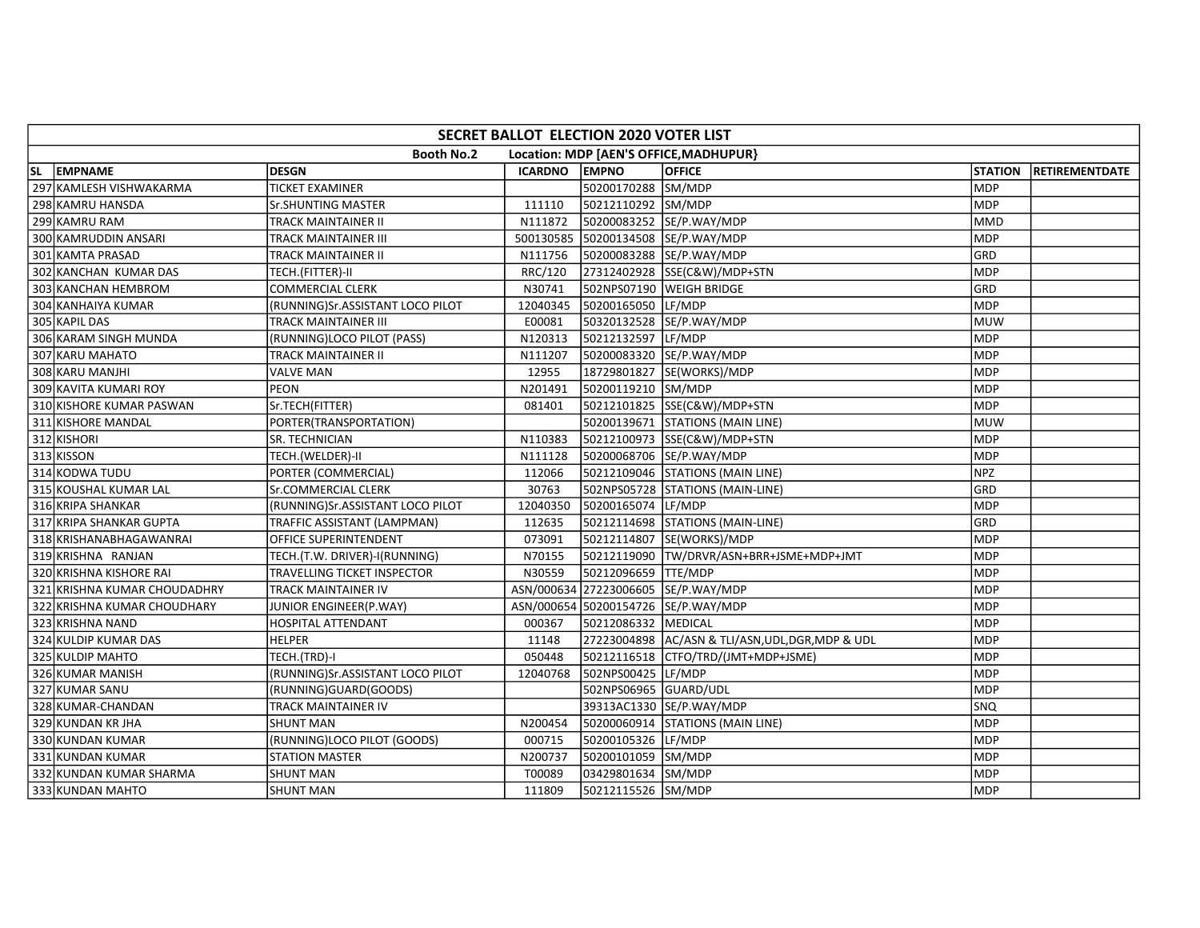| SECRET BALLOT ELECTION 2020 VOTER LIST | | | | | | | |
|---|---|---|---|---|---|---|---|
| Booth No.2 Location: MDP [AEN'S OFFICE,MADHUPUR} | | | | | | | |
| SL | EMPNAME | DESGN | ICARDNO | EMPNO | OFFICE | STATION | RETIREMENTDATE |
| 297 | KAMLESH VISHWAKARMA | TICKET EXAMINER | | 50200170288 | SM/MDP | MDP | |
| 298 | KAMRU HANSDA | Sr.SHUNTING MASTER | 111110 | 50212110292 | SM/MDP | MDP | |
| 299 | KAMRU RAM | TRACK MAINTAINER II | N111872 | 50200083252 | SE/P.WAY/MDP | MMD | |
| 300 | KAMRUDDIN ANSARI | TRACK MAINTAINER III | 500130585 | 50200134508 | SE/P.WAY/MDP | MDP | |
| 301 | KAMTA PRASAD | TRACK MAINTAINER II | N111756 | 50200083288 | SE/P.WAY/MDP | GRD | |
| 302 | KANCHAN KUMAR DAS | TECH.(FITTER)-II | RRC/120 | 27312402928 | SSE(C&W)/MDP+STN | MDP | |
| 303 | KANCHAN HEMBROM | COMMERCIAL CLERK | N30741 | 502NPS07190 | WEIGH BRIDGE | GRD | |
| 304 | KANHAIYA KUMAR | (RUNNING)Sr.ASSISTANT LOCO PILOT | 12040345 | 50200165050 | LF/MDP | MDP | |
| 305 | KAPIL DAS | TRACK MAINTAINER III | E00081 | 50320132528 | SE/P.WAY/MDP | MUW | |
| 306 | KARAM SINGH MUNDA | (RUNNING)LOCO PILOT (PASS) | N120313 | 50212132597 | LF/MDP | MDP | |
| 307 | KARU MAHATO | TRACK MAINTAINER II | N111207 | 50200083320 | SE/P.WAY/MDP | MDP | |
| 308 | KARU MANJHI | VALVE MAN | 12955 | 18729801827 | SE(WORKS)/MDP | MDP | |
| 309 | KAVITA KUMARI ROY | PEON | N201491 | 50200119210 | SM/MDP | MDP | |
| 310 | KISHORE KUMAR PASWAN | Sr.TECH(FITTER) | 081401 | 50212101825 | SSE(C&W)/MDP+STN | MDP | |
| 311 | KISHORE MANDAL | PORTER(TRANSPORTATION) | | 50200139671 | STATIONS (MAIN LINE) | MUW | |
| 312 | KISHORI | SR. TECHNICIAN | N110383 | 50212100973 | SSE(C&W)/MDP+STN | MDP | |
| 313 | KISSON | TECH.(WELDER)-II | N111128 | 50200068706 | SE/P.WAY/MDP | MDP | |
| 314 | KODWA TUDU | PORTER (COMMERCIAL) | 112066 | 50212109046 | STATIONS (MAIN LINE) | NPZ | |
| 315 | KOUSHAL KUMAR LAL | Sr.COMMERCIAL CLERK | 30763 | 502NPS05728 | STATIONS (MAIN-LINE) | GRD | |
| 316 | KRIPA SHANKAR | (RUNNING)Sr.ASSISTANT LOCO PILOT | 12040350 | 50200165074 | LF/MDP | MDP | |
| 317 | KRIPA SHANKAR GUPTA | TRAFFIC ASSISTANT (LAMPMAN) | 112635 | 50212114698 | STATIONS (MAIN-LINE) | GRD | |
| 318 | KRISHANABHAGAWANRAI | OFFICE SUPERINTENDENT | 073091 | 50212114807 | SE(WORKS)/MDP | MDP | |
| 319 | KRISHNA RANJAN | TECH.(T.W. DRIVER)-I(RUNNING) | N70155 | 50212119090 | TW/DRVR/ASN+BRR+JSME+MDP+JMT | MDP | |
| 320 | KRISHNA KISHORE RAI | TRAVELLING TICKET INSPECTOR | N30559 | 50212096659 | TTE/MDP | MDP | |
| 321 | KRISHNA KUMAR CHOUDADHRY | TRACK MAINTAINER IV | ASN/000634 | 27223006605 | SE/P.WAY/MDP | MDP | |
| 322 | KRISHNA KUMAR CHOUDHARY | JUNIOR ENGINEER(P.WAY) | ASN/000654 | 50200154726 | SE/P.WAY/MDP | MDP | |
| 323 | KRISHNA NAND | HOSPITAL ATTENDANT | 000367 | 50212086332 | MEDICAL | MDP | |
| 324 | KULDIP KUMAR DAS | HELPER | 11148 | 27223004898 | AC/ASN & TLI/ASN,UDL,DGR,MDP & UDL | MDP | |
| 325 | KULDIP MAHTO | TECH.(TRD)-I | 050448 | 50212116518 | CTFO/TRD/(JMT+MDP+JSME) | MDP | |
| 326 | KUMAR MANISH | (RUNNING)Sr.ASSISTANT LOCO PILOT | 12040768 | 502NPS00425 | LF/MDP | MDP | |
| 327 | KUMAR SANU | (RUNNING)GUARD(GOODS) | | 502NPS06965 | GUARD/UDL | MDP | |
| 328 | KUMAR-CHANDAN | TRACK MAINTAINER IV | | 39313AC1330 | SE/P.WAY/MDP | SNQ | |
| 329 | KUNDAN KR JHA | SHUNT MAN | N200454 | 50200060914 | STATIONS (MAIN LINE) | MDP | |
| 330 | KUNDAN KUMAR | (RUNNING)LOCO PILOT (GOODS) | 000715 | 50200105326 | LF/MDP | MDP | |
| 331 | KUNDAN KUMAR | STATION MASTER | N200737 | 50200101059 | SM/MDP | MDP | |
| 332 | KUNDAN KUMAR SHARMA | SHUNT MAN | T00089 | 03429801634 | SM/MDP | MDP | |
| 333 | KUNDAN MAHTO | SHUNT MAN | 111809 | 50212115526 | SM/MDP | MDP | |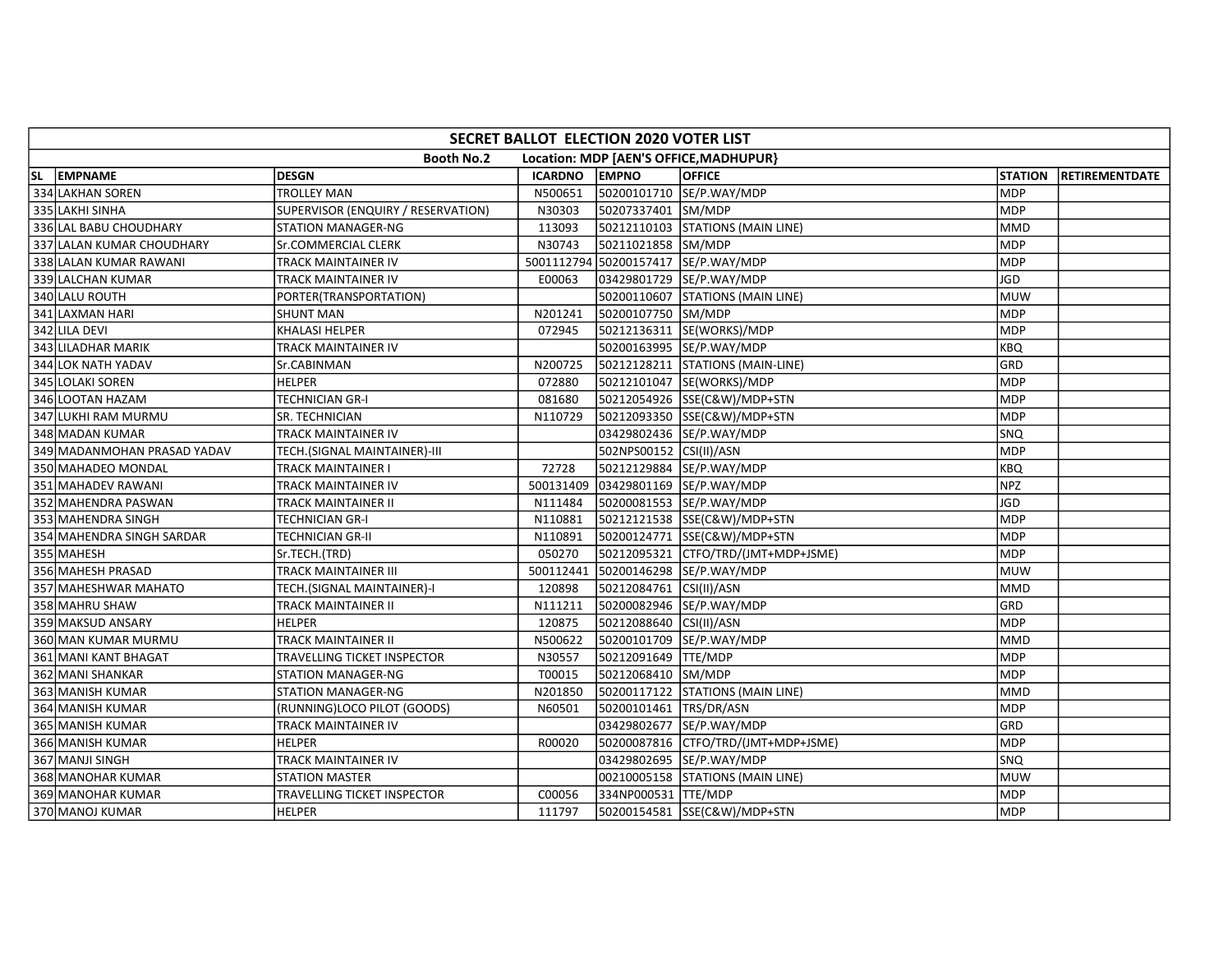| SECRET BALLOT ELECTION 2020 VOTER LIST | | | | | | | |
|---|---|---|---|---|---|---|---|
| Booth No.2 Location: MDP [AEN'S OFFICE,MADHUPUR} | | | | | | | |
| SL | EMPNAME | DESGN | ICARDNO | EMPNO | OFFICE | STATION | RETIREMENTDATE |
| 334 | LAKHAN SOREN | TROLLEY MAN | N500651 | 50200101710 | SE/P.WAY/MDP | MDP | |
| 335 | LAKHI SINHA | SUPERVISOR (ENQUIRY / RESERVATION) | N30303 | 50207337401 | SM/MDP | MDP | |
| 336 | LAL BABU CHOUDHARY | STATION MANAGER-NG | 113093 | 50212110103 | STATIONS (MAIN LINE) | MMD | |
| 337 | LALAN KUMAR CHOUDHARY | Sr.COMMERCIAL CLERK | N30743 | 50211021858 | SM/MDP | MDP | |
| 338 | LALAN KUMAR RAWANI | TRACK MAINTAINER IV | 5001112794 | 50200157417 | SE/P.WAY/MDP | MDP | |
| 339 | LALCHAN KUMAR | TRACK MAINTAINER IV | E00063 | 03429801729 | SE/P.WAY/MDP | JGD | |
| 340 | LALU ROUTH | PORTER(TRANSPORTATION) | | 50200110607 | STATIONS (MAIN LINE) | MUW | |
| 341 | LAXMAN HARI | SHUNT MAN | N201241 | 50200107750 | SM/MDP | MDP | |
| 342 | LILA DEVI | KHALASI HELPER | 072945 | 50212136311 | SE(WORKS)/MDP | MDP | |
| 343 | LILADHAR MARIK | TRACK MAINTAINER IV | | 50200163995 | SE/P.WAY/MDP | KBQ | |
| 344 | LOK NATH YADAV | Sr.CABINMAN | N200725 | 50212128211 | STATIONS (MAIN-LINE) | GRD | |
| 345 | LOLAKI SOREN | HELPER | 072880 | 50212101047 | SE(WORKS)/MDP | MDP | |
| 346 | LOOTAN HAZAM | TECHNICIAN GR-I | 081680 | 50212054926 | SSE(C&W)/MDP+STN | MDP | |
| 347 | LUKHI RAM MURMU | SR. TECHNICIAN | N110729 | 50212093350 | SSE(C&W)/MDP+STN | MDP | |
| 348 | MADAN KUMAR | TRACK MAINTAINER IV | | 03429802436 | SE/P.WAY/MDP | SNQ | |
| 349 | MADANMOHAN PRASAD YADAV | TECH.(SIGNAL MAINTAINER)-III | | 502NPS00152 | CSI(II)/ASN | MDP | |
| 350 | MAHADEO MONDAL | TRACK MAINTAINER I | 72728 | 50212129884 | SE/P.WAY/MDP | KBQ | |
| 351 | MAHADEV RAWANI | TRACK MAINTAINER IV | 500131409 | 03429801169 | SE/P.WAY/MDP | NPZ | |
| 352 | MAHENDRA PASWAN | TRACK MAINTAINER II | N111484 | 50200081553 | SE/P.WAY/MDP | JGD | |
| 353 | MAHENDRA SINGH | TECHNICIAN GR-I | N110881 | 50212121538 | SSE(C&W)/MDP+STN | MDP | |
| 354 | MAHENDRA SINGH SARDAR | TECHNICIAN GR-II | N110891 | 50200124771 | SSE(C&W)/MDP+STN | MDP | |
| 355 | MAHESH | Sr.TECH.(TRD) | 050270 | 50212095321 | CTFO/TRD/(JMT+MDP+JSME) | MDP | |
| 356 | MAHESH PRASAD | TRACK MAINTAINER III | 500112441 | 50200146298 | SE/P.WAY/MDP | MUW | |
| 357 | MAHESHWAR MAHATO | TECH.(SIGNAL MAINTAINER)-I | 120898 | 50212084761 | CSI(II)/ASN | MMD | |
| 358 | MAHRU SHAW | TRACK MAINTAINER II | N111211 | 50200082946 | SE/P.WAY/MDP | GRD | |
| 359 | MAKSUD ANSARY | HELPER | 120875 | 50212088640 | CSI(II)/ASN | MDP | |
| 360 | MAN KUMAR MURMU | TRACK MAINTAINER II | N500622 | 50200101709 | SE/P.WAY/MDP | MMD | |
| 361 | MANI KANT BHAGAT | TRAVELLING TICKET INSPECTOR | N30557 | 50212091649 | TTE/MDP | MDP | |
| 362 | MANI SHANKAR | STATION MANAGER-NG | T00015 | 50212068410 | SM/MDP | MDP | |
| 363 | MANISH KUMAR | STATION MANAGER-NG | N201850 | 50200117122 | STATIONS (MAIN LINE) | MMD | |
| 364 | MANISH KUMAR | (RUNNING)LOCO PILOT (GOODS) | N60501 | 50200101461 | TRS/DR/ASN | MDP | |
| 365 | MANISH KUMAR | TRACK MAINTAINER IV | | 03429802677 | SE/P.WAY/MDP | GRD | |
| 366 | MANISH KUMAR | HELPER | R00020 | 50200087816 | CTFO/TRD/(JMT+MDP+JSME) | MDP | |
| 367 | MANJI SINGH | TRACK MAINTAINER IV | | 03429802695 | SE/P.WAY/MDP | SNQ | |
| 368 | MANOHAR KUMAR | STATION MASTER | | 00210005158 | STATIONS (MAIN LINE) | MUW | |
| 369 | MANOHAR KUMAR | TRAVELLING TICKET INSPECTOR | C00056 | 334NP000531 | TTE/MDP | MDP | |
| 370 | MANOJ KUMAR | HELPER | 111797 | 50200154581 | SSE(C&W)/MDP+STN | MDP | |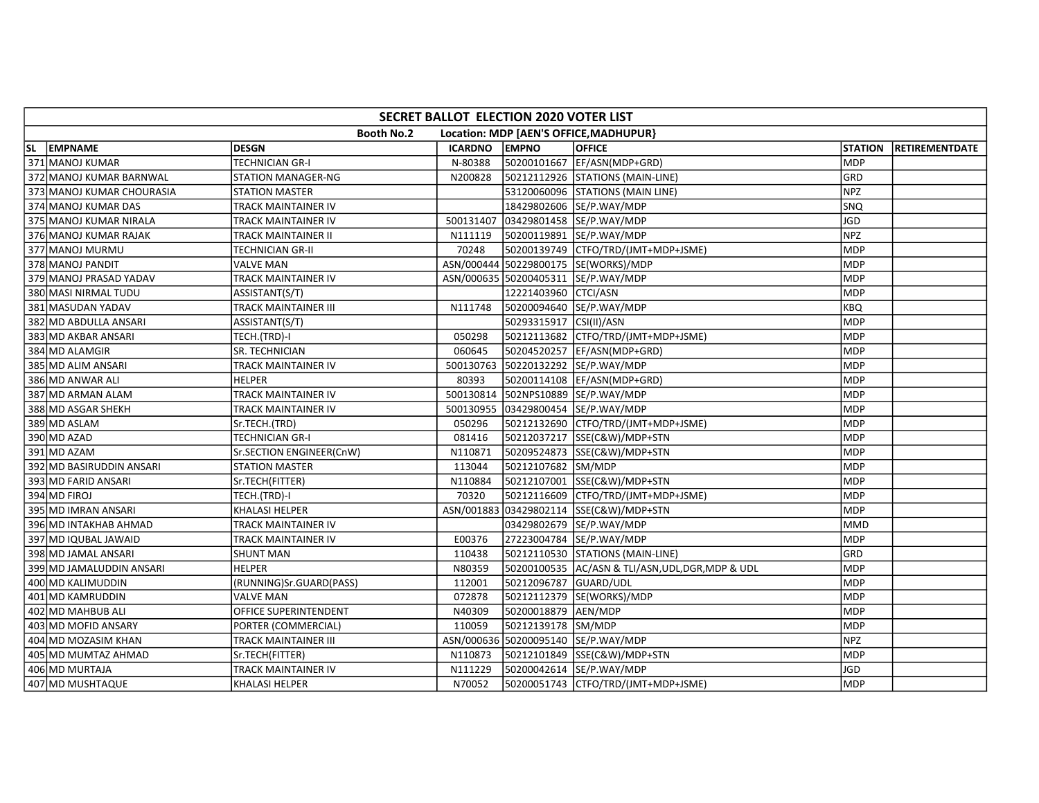| SECRET BALLOT ELECTION 2020 VOTER LIST | | | | | | | |
|---|---|---|---|---|---|---|---|
| Booth No.2 Location: MDP [AEN'S OFFICE,MADHUPUR} | | | | | | | |
| SL EMPNAME | DESGN | ICARDNO | EMPNO | OFFICE | STATION | RETIREMENTDATE | |
| 371 MANOJ KUMAR | TECHNICIAN GR-I | N-80388 | 50200101667 | EF/ASN(MDP+GRD) | MDP | | |
| 372 MANOJ KUMAR BARNWAL | STATION MANAGER-NG | N200828 | 50212112926 | STATIONS (MAIN-LINE) | GRD | | |
| 373 MANOJ KUMAR CHOURASIA | STATION MASTER | | 53120060096 | STATIONS (MAIN LINE) | NPZ | | |
| 374 MANOJ KUMAR DAS | TRACK MAINTAINER IV | | 18429802606 | SE/P.WAY/MDP | SNQ | | |
| 375 MANOJ KUMAR NIRALA | TRACK MAINTAINER IV | 500131407 | 03429801458 | SE/P.WAY/MDP | JGD | | |
| 376 MANOJ KUMAR RAJAK | TRACK MAINTAINER II | N111119 | 50200119891 | SE/P.WAY/MDP | NPZ | | |
| 377 MANOJ MURMU | TECHNICIAN GR-II | 70248 | 50200139749 | CTFO/TRD/(JMT+MDP+JSME) | MDP | | |
| 378 MANOJ PANDIT | VALVE MAN | ASN/000444 | 50229800175 | SE(WORKS)/MDP | MDP | | |
| 379 MANOJ PRASAD YADAV | TRACK MAINTAINER IV | ASN/000635 | 50200405311 | SE/P.WAY/MDP | MDP | | |
| 380 MASI NIRMAL TUDU | ASSISTANT(S/T) | | 12221403960 | CTCI/ASN | MDP | | |
| 381 MASUDAN YADAV | TRACK MAINTAINER III | N111748 | 50200094640 | SE/P.WAY/MDP | KBQ | | |
| 382 MD ABDULLA ANSARI | ASSISTANT(S/T) | | 50293315917 | CSI(II)/ASN | MDP | | |
| 383 MD AKBAR ANSARI | TECH.(TRD)-I | 050298 | 50212113682 | CTFO/TRD/(JMT+MDP+JSME) | MDP | | |
| 384 MD ALAMGIR | SR. TECHNICIAN | 060645 | 50204520257 | EF/ASN(MDP+GRD) | MDP | | |
| 385 MD ALIM ANSARI | TRACK MAINTAINER IV | 500130763 | 50220132292 | SE/P.WAY/MDP | MDP | | |
| 386 MD ANWAR ALI | HELPER | 80393 | 50200114108 | EF/ASN(MDP+GRD) | MDP | | |
| 387 MD ARMAN ALAM | TRACK MAINTAINER IV | 500130814 | 502NPS10889 | SE/P.WAY/MDP | MDP | | |
| 388 MD ASGAR SHEKH | TRACK MAINTAINER IV | 500130955 | 03429800454 | SE/P.WAY/MDP | MDP | | |
| 389 MD ASLAM | Sr.TECH.(TRD) | 050296 | 50212132690 | CTFO/TRD/(JMT+MDP+JSME) | MDP | | |
| 390 MD AZAD | TECHNICIAN GR-I | 081416 | 50212037217 | SSE(C&W)/MDP+STN | MDP | | |
| 391 MD AZAM | Sr.SECTION ENGINEER(CnW) | N110871 | 50209524873 | SSE(C&W)/MDP+STN | MDP | | |
| 392 MD BASIRUDDIN ANSARI | STATION MASTER | 113044 | 50212107682 | SM/MDP | MDP | | |
| 393 MD FARID ANSARI | Sr.TECH(FITTER) | N110884 | 50212107001 | SSE(C&W)/MDP+STN | MDP | | |
| 394 MD FIROJ | TECH.(TRD)-I | 70320 | 50212116609 | CTFO/TRD/(JMT+MDP+JSME) | MDP | | |
| 395 MD IMRAN ANSARI | KHALASI HELPER | ASN/001883 | 03429802114 | SSE(C&W)/MDP+STN | MDP | | |
| 396 MD INTAKHAB AHMAD | TRACK MAINTAINER IV | | 03429802679 | SE/P.WAY/MDP | MMD | | |
| 397 MD IQUBAL JAWAID | TRACK MAINTAINER IV | E00376 | 27223004784 | SE/P.WAY/MDP | MDP | | |
| 398 MD JAMAL ANSARI | SHUNT MAN | 110438 | 50212110530 | STATIONS (MAIN-LINE) | GRD | | |
| 399 MD JAMALUDDIN ANSARI | HELPER | N80359 | 50200100535 | AC/ASN & TLI/ASN,UDL,DGR,MDP & UDL | MDP | | |
| 400 MD KALIMUDDIN | (RUNNING)Sr.GUARD(PASS) | 112001 | 50212096787 | GUARD/UDL | MDP | | |
| 401 MD KAMRUDDIN | VALVE MAN | 072878 | 50212112379 | SE(WORKS)/MDP | MDP | | |
| 402 MD MAHBUB ALI | OFFICE SUPERINTENDENT | N40309 | 50200018879 | AEN/MDP | MDP | | |
| 403 MD MOFID ANSARY | PORTER (COMMERCIAL) | 110059 | 50212139178 | SM/MDP | MDP | | |
| 404 MD MOZASIM KHAN | TRACK MAINTAINER III | ASN/000636 | 50200095140 | SE/P.WAY/MDP | NPZ | | |
| 405 MD MUMTAZ AHMAD | Sr.TECH(FITTER) | N110873 | 50212101849 | SSE(C&W)/MDP+STN | MDP | | |
| 406 MD MURTAJA | TRACK MAINTAINER IV | N111229 | 50200042614 | SE/P.WAY/MDP | JGD | | |
| 407 MD MUSHTAQUE | KHALASI HELPER | N70052 | 50200051743 | CTFO/TRD/(JMT+MDP+JSME) | MDP | | |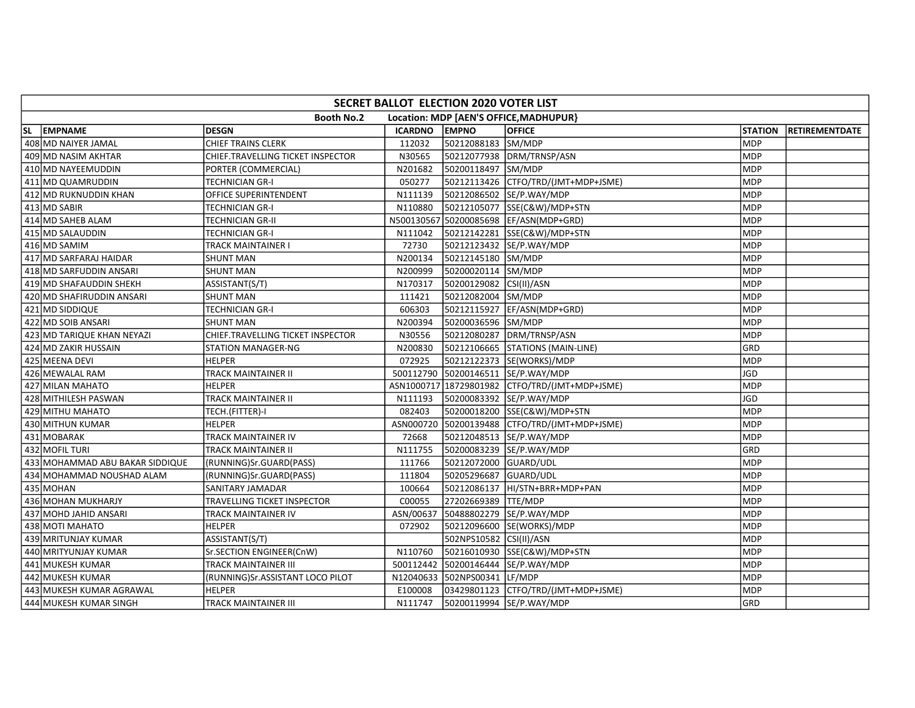| SECRET BALLOT ELECTION 2020 VOTER LIST | | | | | | | |
|---|---|---|---|---|---|---|---|
| Booth No.2 Location: MDP [AEN'S OFFICE,MADHUPUR} | | | | | | | |
| SL | EMPNAME | DESGN | ICARDNO | EMPNO | OFFICE | STATION | RETIREMENTDATE |
| 408 | MD NAIYER JAMAL | CHIEF TRAINS CLERK | 112032 | 50212088183 | SM/MDP | MDP | |
| 409 | MD NASIM AKHTAR | CHIEF.TRAVELLING TICKET INSPECTOR | N30565 | 50212077938 | DRM/TRNSP/ASN | MDP | |
| 410 | MD NAYEEMUDDIN | PORTER (COMMERCIAL) | N201682 | 50200118497 | SM/MDP | MDP | |
| 411 | MD QUAMRUDDIN | TECHNICIAN GR-I | 050277 | 50212113426 | CTFO/TRD/(JMT+MDP+JSME) | MDP | |
| 412 | MD RUKNUDDIN KHAN | OFFICE SUPERINTENDENT | N111139 | 50212086502 | SE/P.WAY/MDP | MDP | |
| 413 | MD SABIR | TECHNICIAN GR-I | N110880 | 50212105077 | SSE(C&W)/MDP+STN | MDP | |
| 414 | MD SAHEB ALAM | TECHNICIAN GR-II | N500130567 | 50200085698 | EF/ASN(MDP+GRD) | MDP | |
| 415 | MD SALAUDDIN | TECHNICIAN GR-I | N111042 | 50212142281 | SSE(C&W)/MDP+STN | MDP | |
| 416 | MD SAMIM | TRACK MAINTAINER I | 72730 | 50212123432 | SE/P.WAY/MDP | MDP | |
| 417 | MD SARFARAJ HAIDAR | SHUNT MAN | N200134 | 50212145180 | SM/MDP | MDP | |
| 418 | MD SARFUDDIN ANSARI | SHUNT MAN | N200999 | 50200020114 | SM/MDP | MDP | |
| 419 | MD SHAFAUDDIN SHEKH | ASSISTANT(S/T) | N170317 | 50200129082 | CSI(II)/ASN | MDP | |
| 420 | MD SHAFIRUDDIN ANSARI | SHUNT MAN | 111421 | 50212082004 | SM/MDP | MDP | |
| 421 | MD SIDDIQUE | TECHNICIAN GR-I | 606303 | 50212115927 | EF/ASN(MDP+GRD) | MDP | |
| 422 | MD SOIB ANSARI | SHUNT MAN | N200394 | 50200036596 | SM/MDP | MDP | |
| 423 | MD TARIQUE KHAN NEYAZI | CHIEF.TRAVELLING TICKET INSPECTOR | N30556 | 50212080287 | DRM/TRNSP/ASN | MDP | |
| 424 | MD ZAKIR HUSSAIN | STATION MANAGER-NG | N200830 | 50212106665 | STATIONS (MAIN-LINE) | GRD | |
| 425 | MEENA DEVI | HELPER | 072925 | 50212122373 | SE(WORKS)/MDP | MDP | |
| 426 | MEWALAL RAM | TRACK MAINTAINER II | 500112790 | 50200146511 | SE/P.WAY/MDP | JGD | |
| 427 | MILAN MAHATO | HELPER | ASN1000717 | 18729801982 | CTFO/TRD/(JMT+MDP+JSME) | MDP | |
| 428 | MITHILESH PASWAN | TRACK MAINTAINER II | N111193 | 50200083392 | SE/P.WAY/MDP | JGD | |
| 429 | MITHU MAHATO | TECH.(FITTER)-I | 082403 | 50200018200 | SSE(C&W)/MDP+STN | MDP | |
| 430 | MITHUN KUMAR | HELPER | ASN000720 | 50200139488 | CTFO/TRD/(JMT+MDP+JSME) | MDP | |
| 431 | MOBARAK | TRACK MAINTAINER IV | 72668 | 50212048513 | SE/P.WAY/MDP | MDP | |
| 432 | MOFIL TURI | TRACK MAINTAINER II | N111755 | 50200083239 | SE/P.WAY/MDP | GRD | |
| 433 | MOHAMMAD ABU BAKAR SIDDIQUE | (RUNNING)Sr.GUARD(PASS) | 111766 | 50212072000 | GUARD/UDL | MDP | |
| 434 | MOHAMMAD NOUSHAD ALAM | (RUNNING)Sr.GUARD(PASS) | 111804 | 50205296687 | GUARD/UDL | MDP | |
| 435 | MOHAN | SANITARY JAMADAR | 100664 | 50212086137 | HI/STN+BRR+MDP+PAN | MDP | |
| 436 | MOHAN MUKHARJY | TRAVELLING TICKET INSPECTOR | C00055 | 27202669389 | TTE/MDP | MDP | |
| 437 | MOHD JAHID ANSARI | TRACK MAINTAINER IV | ASN/00637 | 50488802279 | SE/P.WAY/MDP | MDP | |
| 438 | MOTI MAHATO | HELPER | 072902 | 50212096600 | SE(WORKS)/MDP | MDP | |
| 439 | MRITUNJAY KUMAR | ASSISTANT(S/T) | | 502NPS10582 | CSI(II)/ASN | MDP | |
| 440 | MRITYUNJAY KUMAR | Sr.SECTION ENGINEER(CnW) | N110760 | 50216010930 | SSE(C&W)/MDP+STN | MDP | |
| 441 | MUKESH KUMAR | TRACK MAINTAINER III | 500112442 | 50200146444 | SE/P.WAY/MDP | MDP | |
| 442 | MUKESH KUMAR | (RUNNING)Sr.ASSISTANT LOCO PILOT | N12040633 | 502NPS00341 | LF/MDP | MDP | |
| 443 | MUKESH KUMAR AGRAWAL | HELPER | E100008 | 03429801123 | CTFO/TRD/(JMT+MDP+JSME) | MDP | |
| 444 | MUKESH KUMAR SINGH | TRACK MAINTAINER III | N111747 | 50200119994 | SE/P.WAY/MDP | GRD | |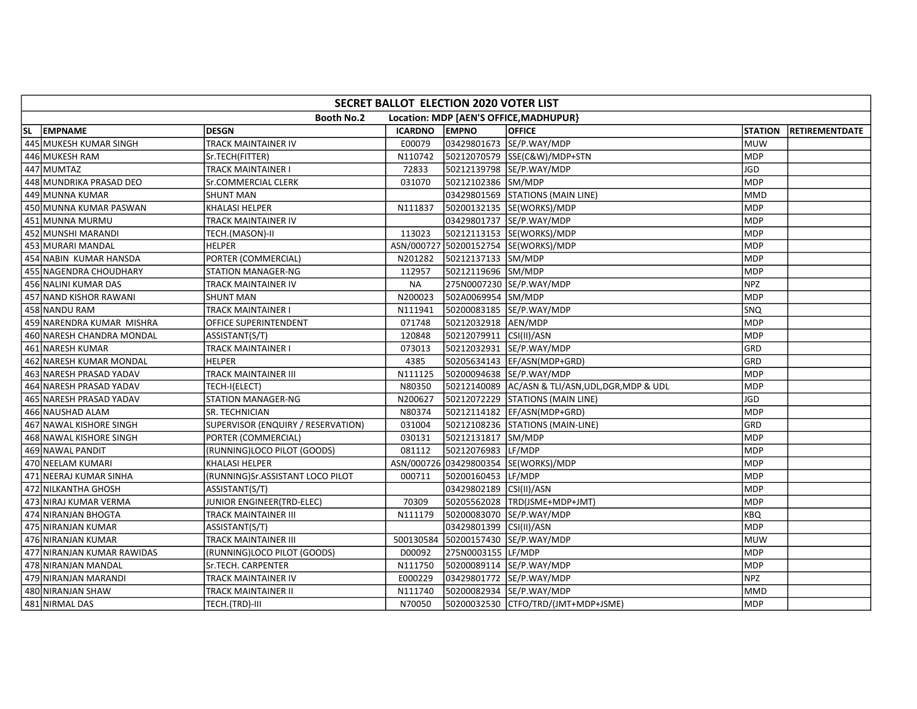| SECRET BALLOT ELECTION 2020 VOTER LIST | | | | | | | |
|---|---|---|---|---|---|---|---|
| Booth No.2 Location: MDP [AEN'S OFFICE,MADHUPUR} | | | | | | | |
| SL EMPNAME | DESGN | ICARDNO | EMPNO | OFFICE | STATION | RETIREMENTDATE | |
| 445 MUKESH KUMAR SINGH | TRACK MAINTAINER IV | E00079 | 03429801673 | SE/P.WAY/MDP | MUW | | |
| 446 MUKESH RAM | Sr.TECH(FITTER) | N110742 | 50212070579 | SSE(C&W)/MDP+STN | MDP | | |
| 447 MUMTAZ | TRACK MAINTAINER I | 72833 | 50212139798 | SE/P.WAY/MDP | JGD | | |
| 448 MUNDRIKA PRASAD DEO | Sr.COMMERCIAL CLERK | 031070 | 50212102386 | SM/MDP | MDP | | |
| 449 MUNNA KUMAR | SHUNT MAN | | 03429801569 | STATIONS (MAIN LINE) | MMD | | |
| 450 MUNNA KUMAR PASWAN | KHALASI HELPER | N111837 | 50200132135 | SE(WORKS)/MDP | MDP | | |
| 451 MUNNA MURMU | TRACK MAINTAINER IV | | 03429801737 | SE/P.WAY/MDP | MDP | | |
| 452 MUNSHI MARANDI | TECH.(MASON)-II | 113023 | 50212113153 | SE(WORKS)/MDP | MDP | | |
| 453 MURARI MANDAL | HELPER | ASN/000727 | 50200152754 | SE(WORKS)/MDP | MDP | | |
| 454 NABIN KUMAR HANSDA | PORTER (COMMERCIAL) | N201282 | 50212137133 | SM/MDP | MDP | | |
| 455 NAGENDRA CHOUDHARY | STATION MANAGER-NG | 112957 | 50212119696 | SM/MDP | MDP | | |
| 456 NALINI KUMAR DAS | TRACK MAINTAINER IV | NA | 275N0007230 | SE/P.WAY/MDP | NPZ | | |
| 457 NAND KISHOR RAWANI | SHUNT MAN | N200023 | 502A0069954 | SM/MDP | MDP | | |
| 458 NANDU RAM | TRACK MAINTAINER I | N111941 | 50200083185 | SE/P.WAY/MDP | SNQ | | |
| 459 NARENDRA KUMAR MISHRA | OFFICE SUPERINTENDENT | 071748 | 50212032918 | AEN/MDP | MDP | | |
| 460 NARESH CHANDRA MONDAL | ASSISTANT(S/T) | 120848 | 50212079911 | CSI(II)/ASN | MDP | | |
| 461 NARESH KUMAR | TRACK MAINTAINER I | 073013 | 50212032931 | SE/P.WAY/MDP | GRD | | |
| 462 NARESH KUMAR MONDAL | HELPER | 4385 | 50205634143 | EF/ASN(MDP+GRD) | GRD | | |
| 463 NARESH PRASAD YADAV | TRACK MAINTAINER III | N111125 | 50200094638 | SE/P.WAY/MDP | MDP | | |
| 464 NARESH PRASAD YADAV | TECH-I(ELECT) | N80350 | 50212140089 | AC/ASN & TLI/ASN,UDL,DGR,MDP & UDL | MDP | | |
| 465 NARESH PRASAD YADAV | STATION MANAGER-NG | N200627 | 50212072229 | STATIONS (MAIN LINE) | JGD | | |
| 466 NAUSHAD ALAM | SR. TECHNICIAN | N80374 | 50212114182 | EF/ASN(MDP+GRD) | MDP | | |
| 467 NAWAL KISHORE SINGH | SUPERVISOR (ENQUIRY / RESERVATION) | 031004 | 50212108236 | STATIONS (MAIN-LINE) | GRD | | |
| 468 NAWAL KISHORE SINGH | PORTER (COMMERCIAL) | 030131 | 50212131817 | SM/MDP | MDP | | |
| 469 NAWAL PANDIT | (RUNNING)LOCO PILOT (GOODS) | 081112 | 50212076983 | LF/MDP | MDP | | |
| 470 NEELAM KUMARI | KHALASI HELPER | ASN/000726 | 03429800354 | SE(WORKS)/MDP | MDP | | |
| 471 NEERAJ KUMAR SINHA | (RUNNING)Sr.ASSISTANT LOCO PILOT | 000711 | 50200160453 | LF/MDP | MDP | | |
| 472 NILKANTHA GHOSH | ASSISTANT(S/T) | | 03429802189 | CSI(II)/ASN | MDP | | |
| 473 NIRAJ KUMAR VERMA | JUNIOR ENGINEER(TRD-ELEC) | 70309 | 50205562028 | TRD(JSME+MDP+JMT) | MDP | | |
| 474 NIRANJAN BHOGTA | TRACK MAINTAINER III | N111179 | 50200083070 | SE/P.WAY/MDP | KBQ | | |
| 475 NIRANJAN KUMAR | ASSISTANT(S/T) | | 03429801399 | CSI(II)/ASN | MDP | | |
| 476 NIRANJAN KUMAR | TRACK MAINTAINER III | 500130584 | 50200157430 | SE/P.WAY/MDP | MUW | | |
| 477 NIRANJAN KUMAR RAWIDAS | (RUNNING)LOCO PILOT (GOODS) | D00092 | 275N0003155 | LF/MDP | MDP | | |
| 478 NIRANJAN MANDAL | Sr.TECH. CARPENTER | N111750 | 50200089114 | SE/P.WAY/MDP | MDP | | |
| 479 NIRANJAN MARANDI | TRACK MAINTAINER IV | E000229 | 03429801772 | SE/P.WAY/MDP | NPZ | | |
| 480 NIRANJAN SHAW | TRACK MAINTAINER II | N111740 | 50200082934 | SE/P.WAY/MDP | MMD | | |
| 481 NIRMAL DAS | TECH.(TRD)-III | N70050 | 50200032530 | CTFO/TRD/(JMT+MDP+JSME) | MDP | | |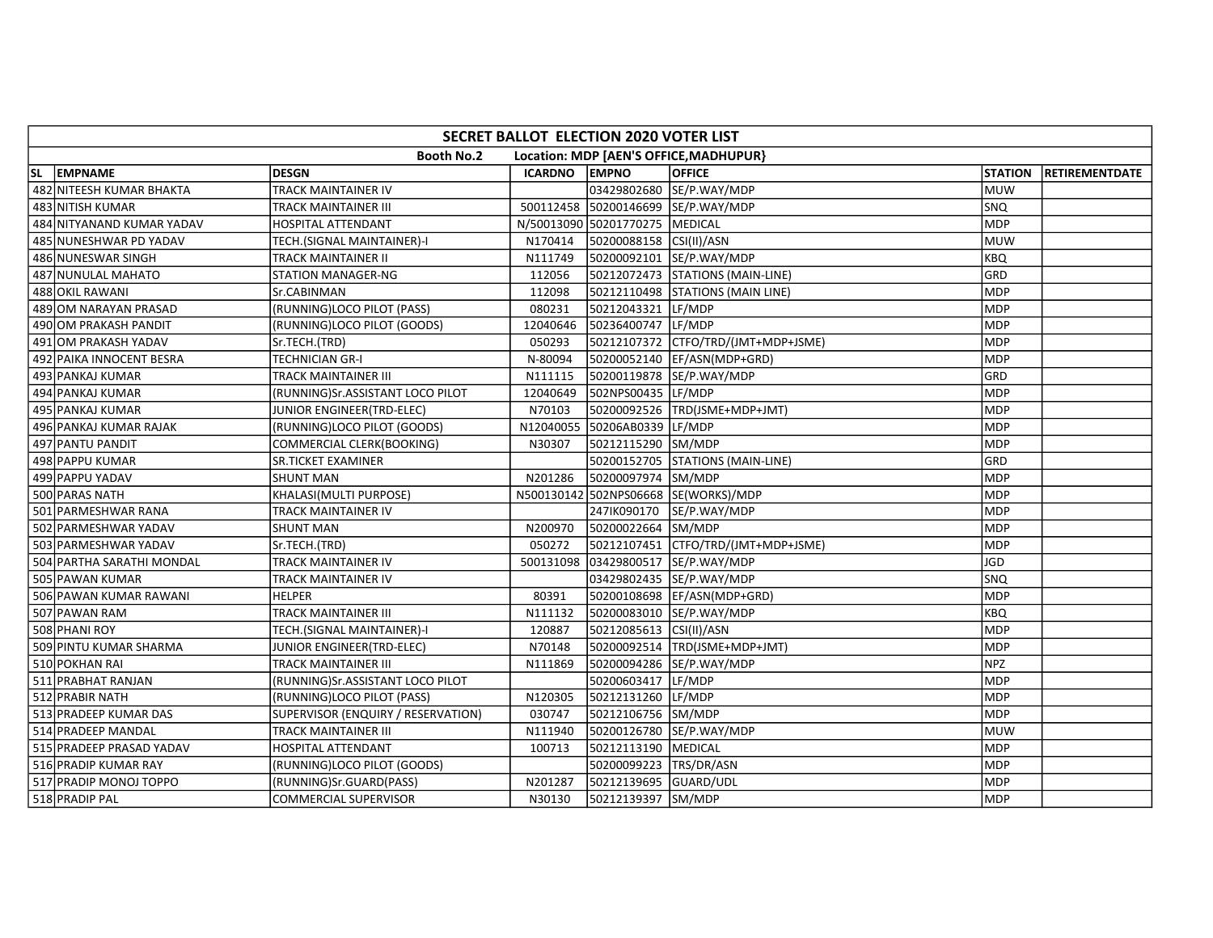| SECRET BALLOT ELECTION 2020 VOTER LIST | | | | | | | |
|---|---|---|---|---|---|---|---|
| Booth No.2 Location: MDP [AEN'S OFFICE,MADHUPUR} | | | | | | | |
| SL | EMPNAME | DESGN | ICARDNO | EMPNO | OFFICE | STATION | RETIREMENTDATE |
| 482 | NITEESH KUMAR BHAKTA | TRACK MAINTAINER IV | | 03429802680 | SE/P.WAY/MDP | MUW | |
| 483 | NITISH KUMAR | TRACK MAINTAINER III | 500112458 | 50200146699 | SE/P.WAY/MDP | SNQ | |
| 484 | NITYANAND KUMAR YADAV | HOSPITAL ATTENDANT | N/50013090 | 50201770275 | MEDICAL | MDP | |
| 485 | NUNESHWAR PD YADAV | TECH.(SIGNAL MAINTAINER)-I | N170414 | 50200088158 | CSI(II)/ASN | MUW | |
| 486 | NUNESWAR SINGH | TRACK MAINTAINER II | N111749 | 50200092101 | SE/P.WAY/MDP | KBQ | |
| 487 | NUNULAL MAHATO | STATION MANAGER-NG | 112056 | 50212072473 | STATIONS (MAIN-LINE) | GRD | |
| 488 | OKIL RAWANI | Sr.CABINMAN | 112098 | 50212110498 | STATIONS (MAIN LINE) | MDP | |
| 489 | OM NARAYAN PRASAD | (RUNNING)LOCO PILOT (PASS) | 080231 | 50212043321 | LF/MDP | MDP | |
| 490 | OM PRAKASH PANDIT | (RUNNING)LOCO PILOT (GOODS) | 12040646 | 50236400747 | LF/MDP | MDP | |
| 491 | OM PRAKASH YADAV | Sr.TECH.(TRD) | 050293 | 50212107372 | CTFO/TRD/(JMT+MDP+JSME) | MDP | |
| 492 | PAIKA INNOCENT BESRA | TECHNICIAN GR-I | N-80094 | 50200052140 | EF/ASN(MDP+GRD) | MDP | |
| 493 | PANKAJ KUMAR | TRACK MAINTAINER III | N111115 | 50200119878 | SE/P.WAY/MDP | GRD | |
| 494 | PANKAJ KUMAR | (RUNNING)Sr.ASSISTANT LOCO PILOT | 12040649 | 502NPS00435 | LF/MDP | MDP | |
| 495 | PANKAJ KUMAR | JUNIOR ENGINEER(TRD-ELEC) | N70103 | 50200092526 | TRD(JSME+MDP+JMT) | MDP | |
| 496 | PANKAJ KUMAR RAJAK | (RUNNING)LOCO PILOT (GOODS) | N12040055 | 50206AB0339 | LF/MDP | MDP | |
| 497 | PANTU PANDIT | COMMERCIAL CLERK(BOOKING) | N30307 | 50212115290 | SM/MDP | MDP | |
| 498 | PAPPU KUMAR | SR.TICKET EXAMINER | | 50200152705 | STATIONS (MAIN-LINE) | GRD | |
| 499 | PAPPU YADAV | SHUNT MAN | N201286 | 50200097974 | SM/MDP | MDP | |
| 500 | PARAS NATH | KHALASI(MULTI PURPOSE) | N500130142 | 502NPS06668 | SE(WORKS)/MDP | MDP | |
| 501 | PARMESHWAR RANA | TRACK MAINTAINER IV | | 247IK090170 | SE/P.WAY/MDP | MDP | |
| 502 | PARMESHWAR YADAV | SHUNT MAN | N200970 | 50200022664 | SM/MDP | MDP | |
| 503 | PARMESHWAR YADAV | Sr.TECH.(TRD) | 050272 | 50212107451 | CTFO/TRD/(JMT+MDP+JSME) | MDP | |
| 504 | PARTHA SARATHI MONDAL | TRACK MAINTAINER IV | 500131098 | 03429800517 | SE/P.WAY/MDP | JGD | |
| 505 | PAWAN KUMAR | TRACK MAINTAINER IV | | 03429802435 | SE/P.WAY/MDP | SNQ | |
| 506 | PAWAN KUMAR RAWANI | HELPER | 80391 | 50200108698 | EF/ASN(MDP+GRD) | MDP | |
| 507 | PAWAN RAM | TRACK MAINTAINER III | N111132 | 50200083010 | SE/P.WAY/MDP | KBQ | |
| 508 | PHANI ROY | TECH.(SIGNAL MAINTAINER)-I | 120887 | 50212085613 | CSI(II)/ASN | MDP | |
| 509 | PINTU KUMAR SHARMA | JUNIOR ENGINEER(TRD-ELEC) | N70148 | 50200092514 | TRD(JSME+MDP+JMT) | MDP | |
| 510 | POKHAN RAI | TRACK MAINTAINER III | N111869 | 50200094286 | SE/P.WAY/MDP | NPZ | |
| 511 | PRABHAT RANJAN | (RUNNING)Sr.ASSISTANT LOCO PILOT | | 50200603417 | LF/MDP | MDP | |
| 512 | PRABIR NATH | (RUNNING)LOCO PILOT (PASS) | N120305 | 50212131260 | LF/MDP | MDP | |
| 513 | PRADEEP KUMAR DAS | SUPERVISOR (ENQUIRY / RESERVATION) | 030747 | 50212106756 | SM/MDP | MDP | |
| 514 | PRADEEP MANDAL | TRACK MAINTAINER III | N111940 | 50200126780 | SE/P.WAY/MDP | MUW | |
| 515 | PRADEEP PRASAD YADAV | HOSPITAL ATTENDANT | 100713 | 50212113190 | MEDICAL | MDP | |
| 516 | PRADIP KUMAR RAY | (RUNNING)LOCO PILOT (GOODS) | | 50200099223 | TRS/DR/ASN | MDP | |
| 517 | PRADIP MONOJ TOPPO | (RUNNING)Sr.GUARD(PASS) | N201287 | 50212139695 | GUARD/UDL | MDP | |
| 518 | PRADIP PAL | COMMERCIAL SUPERVISOR | N30130 | 50212139397 | SM/MDP | MDP | |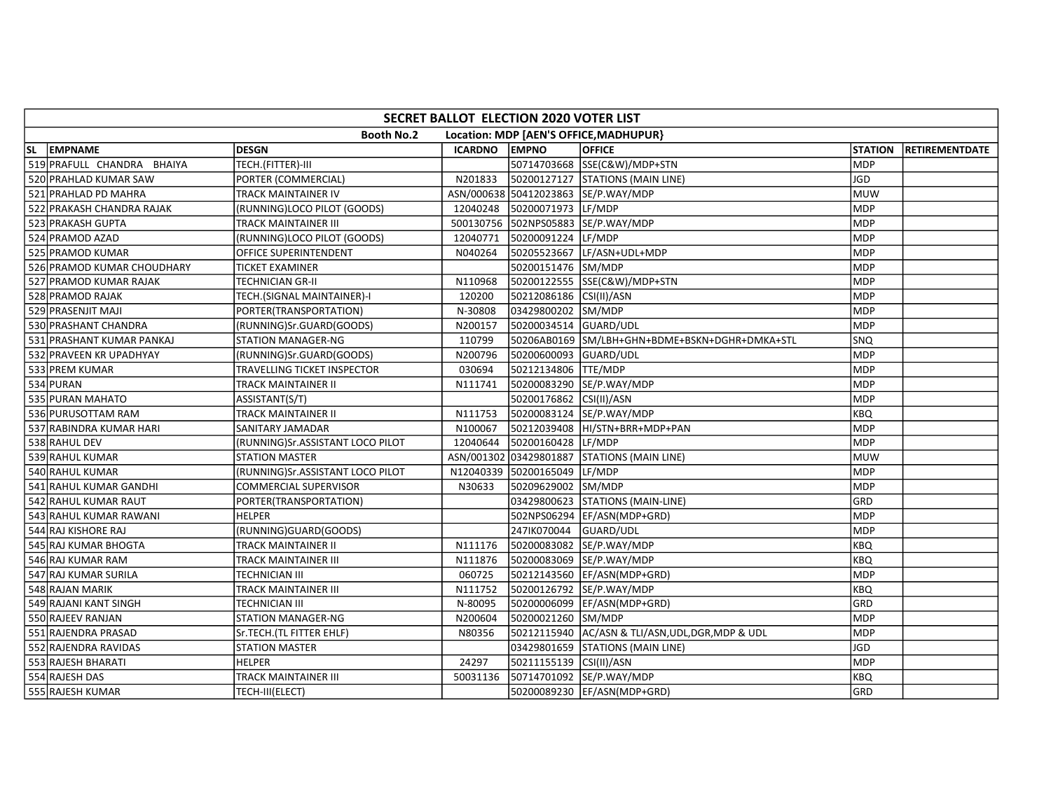| SECRET BALLOT ELECTION 2020 VOTER LIST | | | | | | | |
|---|---|---|---|---|---|---|---|
| Booth No.2 Location: MDP [AEN'S OFFICE,MADHUPUR} | | | | | | | |
| SL | EMPNAME | DESGN | ICARDNO | EMPNO | OFFICE | STATION | RETIREMENTDATE |
| 519 | PRAFULL CHANDRA BHAIYA | TECH.(FITTER)-III | | 50714703668 | SSE(C&W)/MDP+STN | MDP | |
| 520 | PRAHLAD KUMAR SAW | PORTER (COMMERCIAL) | N201833 | 50200127127 | STATIONS (MAIN LINE) | JGD | |
| 521 | PRAHLAD PD MAHRA | TRACK MAINTAINER IV | ASN/000638 | 50412023863 | SE/P.WAY/MDP | MUW | |
| 522 | PRAKASH CHANDRA RAJAK | (RUNNING)LOCO PILOT (GOODS) | 12040248 | 50200071973 | LF/MDP | MDP | |
| 523 | PRAKASH GUPTA | TRACK MAINTAINER III | 500130756 | 502NPS05883 | SE/P.WAY/MDP | MDP | |
| 524 | PRAMOD AZAD | (RUNNING)LOCO PILOT (GOODS) | 12040771 | 50200091224 | LF/MDP | MDP | |
| 525 | PRAMOD KUMAR | OFFICE SUPERINTENDENT | N040264 | 50205523667 | LF/ASN+UDL+MDP | MDP | |
| 526 | PRAMOD KUMAR CHOUDHARY | TICKET EXAMINER | | 50200151476 | SM/MDP | MDP | |
| 527 | PRAMOD KUMAR RAJAK | TECHNICIAN GR-II | N110968 | 50200122555 | SSE(C&W)/MDP+STN | MDP | |
| 528 | PRAMOD RAJAK | TECH.(SIGNAL MAINTAINER)-I | 120200 | 50212086186 | CSI(II)/ASN | MDP | |
| 529 | PRASENJIT MAJI | PORTER(TRANSPORTATION) | N-30808 | 03429800202 | SM/MDP | MDP | |
| 530 | PRASHANT CHANDRA | (RUNNING)Sr.GUARD(GOODS) | N200157 | 50200034514 | GUARD/UDL | MDP | |
| 531 | PRASHANT KUMAR PANKAJ | STATION MANAGER-NG | 110799 | 50206AB0169 | SM/LBH+GHN+BDME+BSKN+DGHR+DMKA+STL | SNQ | |
| 532 | PRAVEEN KR UPADHYAY | (RUNNING)Sr.GUARD(GOODS) | N200796 | 50200600093 | GUARD/UDL | MDP | |
| 533 | PREM KUMAR | TRAVELLING TICKET INSPECTOR | 030694 | 50212134806 | TTE/MDP | MDP | |
| 534 | PURAN | TRACK MAINTAINER II | N111741 | 50200083290 | SE/P.WAY/MDP | MDP | |
| 535 | PURAN MAHATO | ASSISTANT(S/T) | | 50200176862 | CSI(II)/ASN | MDP | |
| 536 | PURUSOTTAM RAM | TRACK MAINTAINER II | N111753 | 50200083124 | SE/P.WAY/MDP | KBQ | |
| 537 | RABINDRA KUMAR HARI | SANITARY JAMADAR | N100067 | 50212039408 | HI/STN+BRR+MDP+PAN | MDP | |
| 538 | RAHUL DEV | (RUNNING)Sr.ASSISTANT LOCO PILOT | 12040644 | 50200160428 | LF/MDP | MDP | |
| 539 | RAHUL KUMAR | STATION MASTER | ASN/001302 | 03429801887 | STATIONS (MAIN LINE) | MUW | |
| 540 | RAHUL KUMAR | (RUNNING)Sr.ASSISTANT LOCO PILOT | N12040339 | 50200165049 | LF/MDP | MDP | |
| 541 | RAHUL KUMAR GANDHI | COMMERCIAL SUPERVISOR | N30633 | 50209629002 | SM/MDP | MDP | |
| 542 | RAHUL KUMAR RAUT | PORTER(TRANSPORTATION) | | 03429800623 | STATIONS (MAIN-LINE) | GRD | |
| 543 | RAHUL KUMAR RAWANI | HELPER | | 502NPS06294 | EF/ASN(MDP+GRD) | MDP | |
| 544 | RAJ KISHORE RAJ | (RUNNING)GUARD(GOODS) | | 247IK070044 | GUARD/UDL | MDP | |
| 545 | RAJ KUMAR BHOGTA | TRACK MAINTAINER II | N111176 | 50200083082 | SE/P.WAY/MDP | KBQ | |
| 546 | RAJ KUMAR RAM | TRACK MAINTAINER III | N111876 | 50200083069 | SE/P.WAY/MDP | KBQ | |
| 547 | RAJ KUMAR SURILA | TECHNICIAN III | 060725 | 50212143560 | EF/ASN(MDP+GRD) | MDP | |
| 548 | RAJAN MARIK | TRACK MAINTAINER III | N111752 | 50200126792 | SE/P.WAY/MDP | KBQ | |
| 549 | RAJANI KANT SINGH | TECHNICIAN III | N-80095 | 50200006099 | EF/ASN(MDP+GRD) | GRD | |
| 550 | RAJEEV RANJAN | STATION MANAGER-NG | N200604 | 50200021260 | SM/MDP | MDP | |
| 551 | RAJENDRA PRASAD | Sr.TECH.(TL FITTER EHLF) | N80356 | 50212115940 | AC/ASN & TLI/ASN,UDL,DGR,MDP & UDL | MDP | |
| 552 | RAJENDRA RAVIDAS | STATION MASTER | | 03429801659 | STATIONS (MAIN LINE) | JGD | |
| 553 | RAJESH BHARATI | HELPER | 24297 | 50211155139 | CSI(II)/ASN | MDP | |
| 554 | RAJESH DAS | TRACK MAINTAINER III | 50031136 | 50714701092 | SE/P.WAY/MDP | KBQ | |
| 555 | RAJESH KUMAR | TECH-III(ELECT) | | 50200089230 | EF/ASN(MDP+GRD) | GRD | |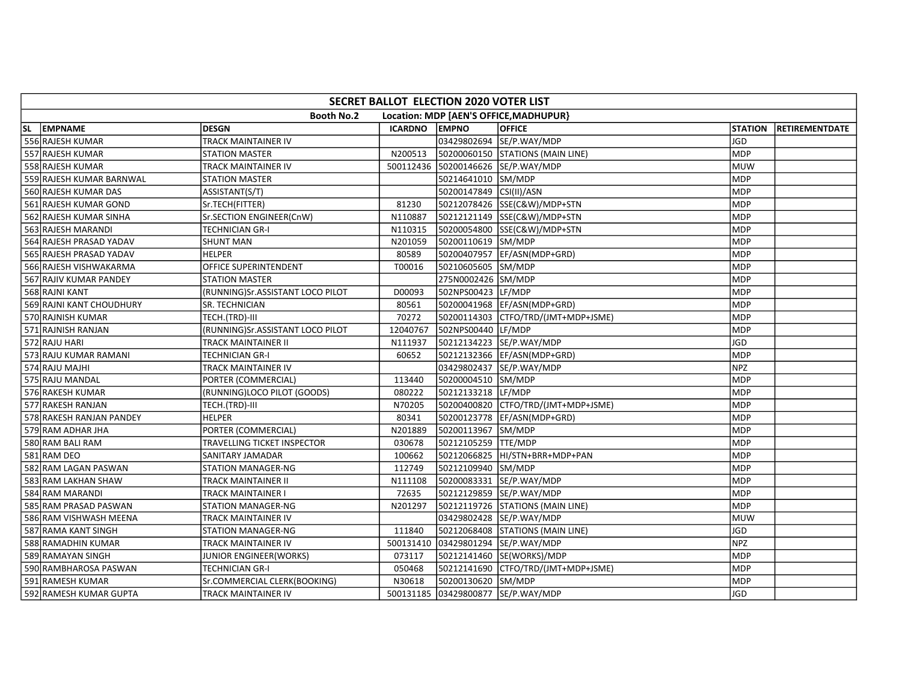| SECRET BALLOT ELECTION 2020 VOTER LIST | | | | | | | |
|---|---|---|---|---|---|---|---|
| Booth No.2 Location: MDP [AEN'S OFFICE,MADHUPUR} | | | | | | | |
| SL | EMPNAME | DESGN | ICARDNO | EMPNO | OFFICE | STATION | RETIREMENTDATE |
| 556 | RAJESH KUMAR | TRACK MAINTAINER IV | | 03429802694 | SE/P.WAY/MDP | JGD | |
| 557 | RAJESH KUMAR | STATION MASTER | N200513 | 50200060150 | STATIONS (MAIN LINE) | MDP | |
| 558 | RAJESH KUMAR | TRACK MAINTAINER IV | 500112436 | 50200146626 | SE/P.WAY/MDP | MUW | |
| 559 | RAJESH KUMAR BARNWAL | STATION MASTER | | 50214641010 | SM/MDP | MDP | |
| 560 | RAJESH KUMAR DAS | ASSISTANT(S/T) | | 50200147849 | CSI(II)/ASN | MDP | |
| 561 | RAJESH KUMAR GOND | Sr.TECH(FITTER) | 81230 | 50212078426 | SSE(C&W)/MDP+STN | MDP | |
| 562 | RAJESH KUMAR SINHA | Sr.SECTION ENGINEER(CnW) | N110887 | 50212121149 | SSE(C&W)/MDP+STN | MDP | |
| 563 | RAJESH MARANDI | TECHNICIAN GR-I | N110315 | 50200054800 | SSE(C&W)/MDP+STN | MDP | |
| 564 | RAJESH PRASAD YADAV | SHUNT MAN | N201059 | 50200110619 | SM/MDP | MDP | |
| 565 | RAJESH PRASAD YADAV | HELPER | 80589 | 50200407957 | EF/ASN(MDP+GRD) | MDP | |
| 566 | RAJESH VISHWAKARMA | OFFICE SUPERINTENDENT | T00016 | 50210605605 | SM/MDP | MDP | |
| 567 | RAJIV KUMAR PANDEY | STATION MASTER | | 275N0002426 | SM/MDP | MDP | |
| 568 | RAJNI KANT | (RUNNING)Sr.ASSISTANT LOCO PILOT | D00093 | 502NPS00423 | LF/MDP | MDP | |
| 569 | RAJNI KANT CHOUDHURY | SR. TECHNICIAN | 80561 | 50200041968 | EF/ASN(MDP+GRD) | MDP | |
| 570 | RAJNISH KUMAR | TECH.(TRD)-III | 70272 | 50200114303 | CTFO/TRD/(JMT+MDP+JSME) | MDP | |
| 571 | RAJNISH RANJAN | (RUNNING)Sr.ASSISTANT LOCO PILOT | 12040767 | 502NPS00440 | LF/MDP | MDP | |
| 572 | RAJU HARI | TRACK MAINTAINER II | N111937 | 50212134223 | SE/P.WAY/MDP | JGD | |
| 573 | RAJU KUMAR RAMANI | TECHNICIAN GR-I | 60652 | 50212132366 | EF/ASN(MDP+GRD) | MDP | |
| 574 | RAJU MAJHI | TRACK MAINTAINER IV | | 03429802437 | SE/P.WAY/MDP | NPZ | |
| 575 | RAJU MANDAL | PORTER (COMMERCIAL) | 113440 | 50200004510 | SM/MDP | MDP | |
| 576 | RAKESH KUMAR | (RUNNING)LOCO PILOT (GOODS) | 080222 | 50212133218 | LF/MDP | MDP | |
| 577 | RAKESH RANJAN | TECH.(TRD)-III | N70205 | 50200400820 | CTFO/TRD/(JMT+MDP+JSME) | MDP | |
| 578 | RAKESH RANJAN PANDEY | HELPER | 80341 | 50200123778 | EF/ASN(MDP+GRD) | MDP | |
| 579 | RAM ADHAR JHA | PORTER (COMMERCIAL) | N201889 | 50200113967 | SM/MDP | MDP | |
| 580 | RAM BALI RAM | TRAVELLING TICKET INSPECTOR | 030678 | 50212105259 | TTE/MDP | MDP | |
| 581 | RAM DEO | SANITARY JAMADAR | 100662 | 50212066825 | HI/STN+BRR+MDP+PAN | MDP | |
| 582 | RAM LAGAN PASWAN | STATION MANAGER-NG | 112749 | 50212109940 | SM/MDP | MDP | |
| 583 | RAM LAKHAN SHAW | TRACK MAINTAINER II | N111108 | 50200083331 | SE/P.WAY/MDP | MDP | |
| 584 | RAM MARANDI | TRACK MAINTAINER I | 72635 | 50212129859 | SE/P.WAY/MDP | MDP | |
| 585 | RAM PRASAD PASWAN | STATION MANAGER-NG | N201297 | 50212119726 | STATIONS (MAIN LINE) | MDP | |
| 586 | RAM VISHWASH MEENA | TRACK MAINTAINER IV | | 03429802428 | SE/P.WAY/MDP | MUW | |
| 587 | RAMA KANT SINGH | STATION MANAGER-NG | 111840 | 50212068408 | STATIONS (MAIN LINE) | JGD | |
| 588 | RAMADHIN KUMAR | TRACK MAINTAINER IV | 500131410 | 03429801294 | SE/P.WAY/MDP | NPZ | |
| 589 | RAMAYAN SINGH | JUNIOR ENGINEER(WORKS) | 073117 | 50212141460 | SE(WORKS)/MDP | MDP | |
| 590 | RAMBHAROSA PASWAN | TECHNICIAN GR-I | 050468 | 50212141690 | CTFO/TRD/(JMT+MDP+JSME) | MDP | |
| 591 | RAMESH KUMAR | Sr.COMMERCIAL CLERK(BOOKING) | N30618 | 50200130620 | SM/MDP | MDP | |
| 592 | RAMESH KUMAR GUPTA | TRACK MAINTAINER IV | 500131185 | 03429800877 | SE/P.WAY/MDP | JGD | |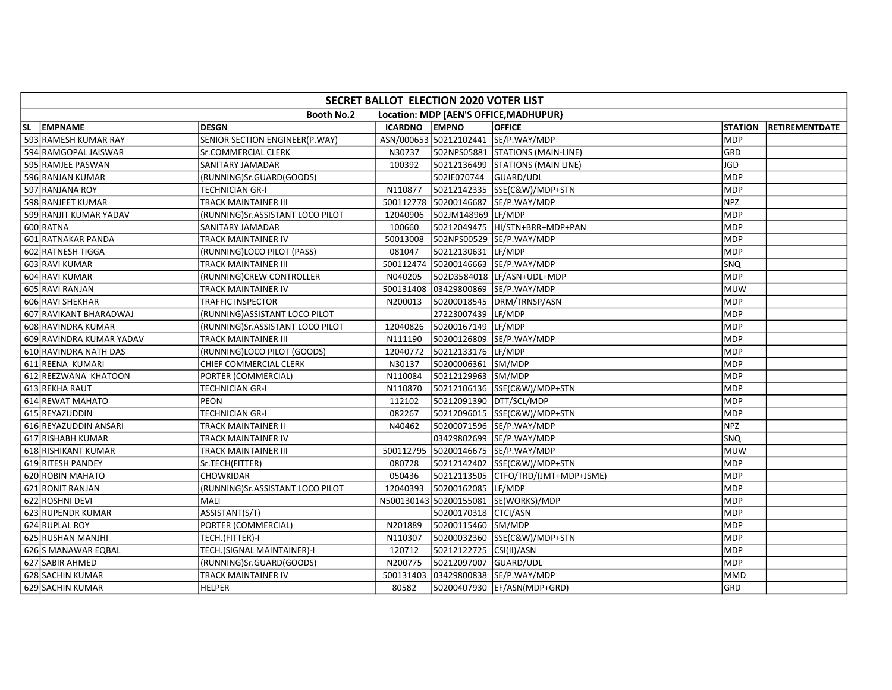| SECRET BALLOT ELECTION 2020 VOTER LIST | | | | | | | |
|---|---|---|---|---|---|---|---|
| Booth No.2 Location: MDP [AEN'S OFFICE,MADHUPUR} | | | | | | | |
| SL EMPNAME | DESGN | ICARDNO | EMPNO | OFFICE | STATION | RETIREMENTDATE | |
| 593 RAMESH KUMAR RAY | SENIOR SECTION ENGINEER(P.WAY) | ASN/000653 | 50212102441 | SE/P.WAY/MDP | MDP | | |
| 594 RAMGOPAL JAISWAR | Sr.COMMERCIAL CLERK | N30737 | 502NPS05881 | STATIONS (MAIN-LINE) | GRD | | |
| 595 RAMJEE PASWAN | SANITARY JAMADAR | 100392 | 50212136499 | STATIONS (MAIN LINE) | JGD | | |
| 596 RANJAN KUMAR | (RUNNING)Sr.GUARD(GOODS) | | 502IE070744 | GUARD/UDL | MDP | | |
| 597 RANJANA ROY | TECHNICIAN GR-I | N110877 | 50212142335 | SSE(C&W)/MDP+STN | MDP | | |
| 598 RANJEET KUMAR | TRACK MAINTAINER III | 500112778 | 50200146687 | SE/P.WAY/MDP | NPZ | | |
| 599 RANJIT KUMAR YADAV | (RUNNING)Sr.ASSISTANT LOCO PILOT | 12040906 | 502JM148969 | LF/MDP | MDP | | |
| 600 RATNA | SANITARY JAMADAR | 100660 | 50212049475 | HI/STN+BRR+MDP+PAN | MDP | | |
| 601 RATNAKAR PANDA | TRACK MAINTAINER IV | 50013008 | 502NPS00529 | SE/P.WAY/MDP | MDP | | |
| 602 RATNESH TIGGA | (RUNNING)LOCO PILOT (PASS) | 081047 | 50212130631 | LF/MDP | MDP | | |
| 603 RAVI KUMAR | TRACK MAINTAINER III | 500112474 | 50200146663 | SE/P.WAY/MDP | SNQ | | |
| 604 RAVI KUMAR | (RUNNING)CREW CONTROLLER | N040205 | 502D3584018 | LF/ASN+UDL+MDP | MDP | | |
| 605 RAVI RANJAN | TRACK MAINTAINER IV | 500131408 | 03429800869 | SE/P.WAY/MDP | MUW | | |
| 606 RAVI SHEKHAR | TRAFFIC INSPECTOR | N200013 | 50200018545 | DRM/TRNSP/ASN | MDP | | |
| 607 RAVIKANT BHARADWAJ | (RUNNING)ASSISTANT LOCO PILOT | | 27223007439 | LF/MDP | MDP | | |
| 608 RAVINDRA KUMAR | (RUNNING)Sr.ASSISTANT LOCO PILOT | 12040826 | 50200167149 | LF/MDP | MDP | | |
| 609 RAVINDRA KUMAR YADAV | TRACK MAINTAINER III | N111190 | 50200126809 | SE/P.WAY/MDP | MDP | | |
| 610 RAVINDRA NATH DAS | (RUNNING)LOCO PILOT (GOODS) | 12040772 | 50212133176 | LF/MDP | MDP | | |
| 611 REENA KUMARI | CHIEF COMMERCIAL CLERK | N30137 | 50200006361 | SM/MDP | MDP | | |
| 612 REEZWANA KHATOON | PORTER (COMMERCIAL) | N110084 | 50212129963 | SM/MDP | MDP | | |
| 613 REKHA RAUT | TECHNICIAN GR-I | N110870 | 50212106136 | SSE(C&W)/MDP+STN | MDP | | |
| 614 REWAT MAHATO | PEON | 112102 | 50212091390 | DTT/SCL/MDP | MDP | | |
| 615 REYAZUDDIN | TECHNICIAN GR-I | 082267 | 50212096015 | SSE(C&W)/MDP+STN | MDP | | |
| 616 REYAZUDDIN ANSARI | TRACK MAINTAINER II | N40462 | 50200071596 | SE/P.WAY/MDP | NPZ | | |
| 617 RISHABH KUMAR | TRACK MAINTAINER IV | | 03429802699 | SE/P.WAY/MDP | SNQ | | |
| 618 RISHIKANT KUMAR | TRACK MAINTAINER III | 500112795 | 50200146675 | SE/P.WAY/MDP | MUW | | |
| 619 RITESH PANDEY | Sr.TECH(FITTER) | 080728 | 50212142402 | SSE(C&W)/MDP+STN | MDP | | |
| 620 ROBIN MAHATO | CHOWKIDAR | 050436 | 50212113505 | CTFO/TRD/(JMT+MDP+JSME) | MDP | | |
| 621 RONIT RANJAN | (RUNNING)Sr.ASSISTANT LOCO PILOT | 12040393 | 50200162085 | LF/MDP | MDP | | |
| 622 ROSHNI DEVI | MALI | N500130143 | 50200155081 | SE(WORKS)/MDP | MDP | | |
| 623 RUPENDR KUMAR | ASSISTANT(S/T) | | 50200170318 | CTCI/ASN | MDP | | |
| 624 RUPLAL ROY | PORTER (COMMERCIAL) | N201889 | 50200115460 | SM/MDP | MDP | | |
| 625 RUSHAN MANJHI | TECH.(FITTER)-I | N110307 | 50200032360 | SSE(C&W)/MDP+STN | MDP | | |
| 626 S MANAWAR EQBAL | TECH.(SIGNAL MAINTAINER)-I | 120712 | 50212122725 | CSI(II)/ASN | MDP | | |
| 627 SABIR AHMED | (RUNNING)Sr.GUARD(GOODS) | N200775 | 50212097007 | GUARD/UDL | MDP | | |
| 628 SACHIN KUMAR | TRACK MAINTAINER IV | 500131403 | 03429800838 | SE/P.WAY/MDP | MMD | | |
| 629 SACHIN KUMAR | HELPER | 80582 | 50200407930 | EF/ASN(MDP+GRD) | GRD | | |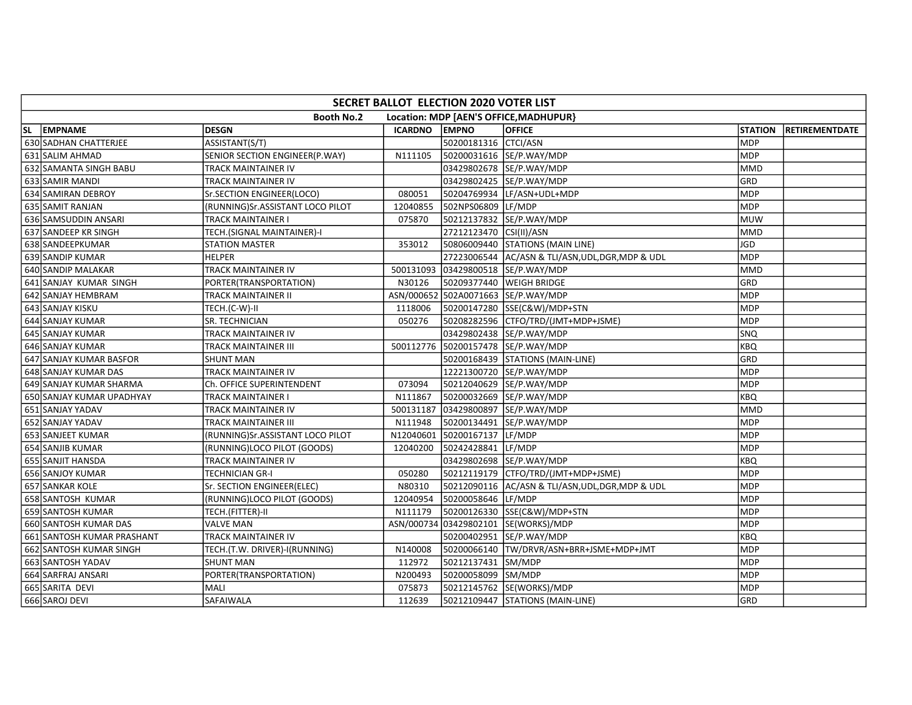| SECRET BALLOT ELECTION 2020 VOTER LIST | | | | | | | |
|---|---|---|---|---|---|---|---|
| Booth No.2 Location: MDP [AEN'S OFFICE,MADHUPUR} | | | | | | | |
| SL | EMPNAME | DESGN | ICARDNO | EMPNO | OFFICE | STATION | RETIREMENTDATE |
| 630 | SADHAN CHATTERJEE | ASSISTANT(S/T) | | 50200181316 | CTCI/ASN | MDP | |
| 631 | SALIM AHMAD | SENIOR SECTION ENGINEER(P.WAY) | N111105 | 50200031616 | SE/P.WAY/MDP | MDP | |
| 632 | SAMANTA SINGH BABU | TRACK MAINTAINER IV | | 03429802678 | SE/P.WAY/MDP | MMD | |
| 633 | SAMIR MANDI | TRACK MAINTAINER IV | | 03429802425 | SE/P.WAY/MDP | GRD | |
| 634 | SAMIRAN DEBROY | Sr.SECTION ENGINEER(LOCO) | 080051 | 50204769934 | LF/ASN+UDL+MDP | MDP | |
| 635 | SAMIT RANJAN | (RUNNING)Sr.ASSISTANT LOCO PILOT | 12040855 | 502NPS06809 | LF/MDP | MDP | |
| 636 | SAMSUDDIN ANSARI | TRACK MAINTAINER I | 075870 | 50212137832 | SE/P.WAY/MDP | MUW | |
| 637 | SANDEEP KR SINGH | TECH.(SIGNAL MAINTAINER)-I | | 27212123470 | CSI(II)/ASN | MMD | |
| 638 | SANDEEPKUMAR | STATION MASTER | 353012 | 50806009440 | STATIONS (MAIN LINE) | JGD | |
| 639 | SANDIP KUMAR | HELPER | | 27223006544 | AC/ASN & TLI/ASN,UDL,DGR,MDP & UDL | MDP | |
| 640 | SANDIP MALAKAR | TRACK MAINTAINER IV | 500131093 | 03429800518 | SE/P.WAY/MDP | MMD | |
| 641 | SANJAY KUMAR SINGH | PORTER(TRANSPORTATION) | N30126 | 50209377440 | WEIGH BRIDGE | GRD | |
| 642 | SANJAY HEMBRAM | TRACK MAINTAINER II | ASN/000652 | 502A0071663 | SE/P.WAY/MDP | MDP | |
| 643 | SANJAY KISKU | TECH.(C-W)-II | 1118006 | 50200147280 | SSE(C&W)/MDP+STN | MDP | |
| 644 | SANJAY KUMAR | SR. TECHNICIAN | 050276 | 50208282596 | CTFO/TRD/(JMT+MDP+JSME) | MDP | |
| 645 | SANJAY KUMAR | TRACK MAINTAINER IV | | 03429802438 | SE/P.WAY/MDP | SNQ | |
| 646 | SANJAY KUMAR | TRACK MAINTAINER III | 500112776 | 50200157478 | SE/P.WAY/MDP | KBQ | |
| 647 | SANJAY KUMAR BASFOR | SHUNT MAN | | 50200168439 | STATIONS (MAIN-LINE) | GRD | |
| 648 | SANJAY KUMAR DAS | TRACK MAINTAINER IV | | 12221300720 | SE/P.WAY/MDP | MDP | |
| 649 | SANJAY KUMAR SHARMA | Ch. OFFICE SUPERINTENDENT | 073094 | 50212040629 | SE/P.WAY/MDP | MDP | |
| 650 | SANJAY KUMAR UPADHYAY | TRACK MAINTAINER I | N111867 | 50200032669 | SE/P.WAY/MDP | KBQ | |
| 651 | SANJAY YADAV | TRACK MAINTAINER IV | 500131187 | 03429800897 | SE/P.WAY/MDP | MMD | |
| 652 | SANJAY YADAV | TRACK MAINTAINER III | N111948 | 50200134491 | SE/P.WAY/MDP | MDP | |
| 653 | SANJEET KUMAR | (RUNNING)Sr.ASSISTANT LOCO PILOT | N12040601 | 50200167137 | LF/MDP | MDP | |
| 654 | SANJIB KUMAR | (RUNNING)LOCO PILOT (GOODS) | 12040200 | 50242428841 | LF/MDP | MDP | |
| 655 | SANJIT HANSDA | TRACK MAINTAINER IV | | 03429802698 | SE/P.WAY/MDP | KBQ | |
| 656 | SANJOY KUMAR | TECHNICIAN GR-I | 050280 | 50212119179 | CTFO/TRD/(JMT+MDP+JSME) | MDP | |
| 657 | SANKAR KOLE | Sr. SECTION ENGINEER(ELEC) | N80310 | 50212090116 | AC/ASN & TLI/ASN,UDL,DGR,MDP & UDL | MDP | |
| 658 | SANTOSH KUMAR | (RUNNING)LOCO PILOT (GOODS) | 12040954 | 50200058646 | LF/MDP | MDP | |
| 659 | SANTOSH KUMAR | TECH.(FITTER)-II | N111179 | 50200126330 | SSE(C&W)/MDP+STN | MDP | |
| 660 | SANTOSH KUMAR DAS | VALVE MAN | ASN/000734 | 03429802101 | SE(WORKS)/MDP | MDP | |
| 661 | SANTOSH KUMAR PRASHANT | TRACK MAINTAINER IV | | 50200402951 | SE/P.WAY/MDP | KBQ | |
| 662 | SANTOSH KUMAR SINGH | TECH.(T.W. DRIVER)-I(RUNNING) | N140008 | 50200066140 | TW/DRVR/ASN+BRR+JSME+MDP+JMT | MDP | |
| 663 | SANTOSH YADAV | SHUNT MAN | 112972 | 50212137431 | SM/MDP | MDP | |
| 664 | SARFRAJ ANSARI | PORTER(TRANSPORTATION) | N200493 | 50200058099 | SM/MDP | MDP | |
| 665 | SARITA DEVI | MALI | 075873 | 50212145762 | SE(WORKS)/MDP | MDP | |
| 666 | SAROJ DEVI | SAFAIWALA | 112639 | 50212109447 | STATIONS (MAIN-LINE) | GRD | |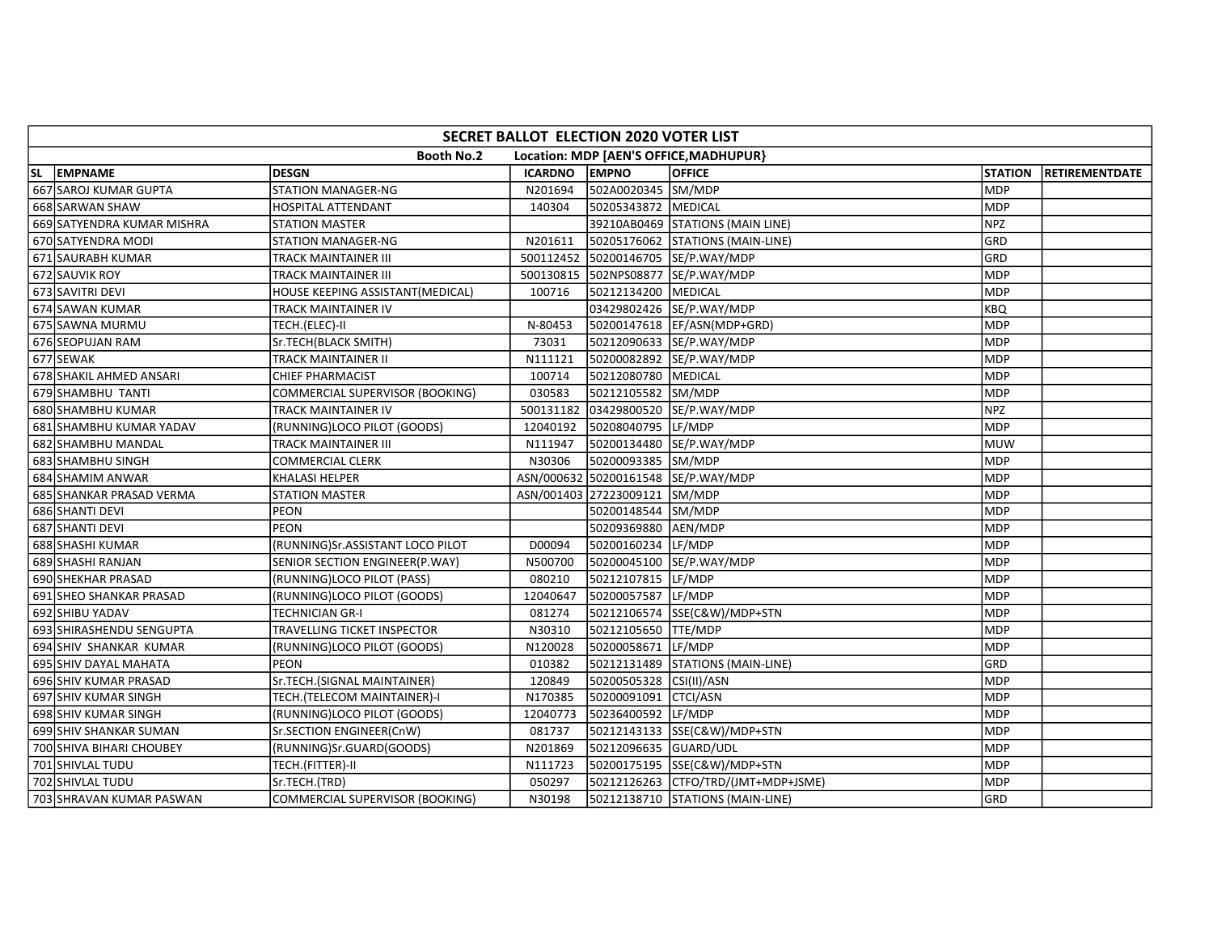| SECRET BALLOT ELECTION 2020 VOTER LIST | | | | | | | |
|---|---|---|---|---|---|---|---|
| Booth No.2 Location: MDP [AEN'S OFFICE,MADHUPUR} | | | | | | | |
| SL | EMPNAME | DESGN | ICARDNO | EMPNO | OFFICE | STATION | RETIREMENTDATE |
| 667 | SAROJ KUMAR GUPTA | STATION MANAGER-NG | N201694 | 502A0020345 | SM/MDP | MDP | |
| 668 | SARWAN SHAW | HOSPITAL ATTENDANT | 140304 | 50205343872 | MEDICAL | MDP | |
| 669 | SATYENDRA KUMAR MISHRA | STATION MASTER | | 39210AB0469 | STATIONS (MAIN LINE) | NPZ | |
| 670 | SATYENDRA MODI | STATION MANAGER-NG | N201611 | 50205176062 | STATIONS (MAIN-LINE) | GRD | |
| 671 | SAURABH KUMAR | TRACK MAINTAINER III | 500112452 | 50200146705 | SE/P.WAY/MDP | GRD | |
| 672 | SAUVIK ROY | TRACK MAINTAINER III | 500130815 | 502NPS08877 | SE/P.WAY/MDP | MDP | |
| 673 | SAVITRI DEVI | HOUSE KEEPING ASSISTANT(MEDICAL) | 100716 | 50212134200 | MEDICAL | MDP | |
| 674 | SAWAN KUMAR | TRACK MAINTAINER IV | | 03429802426 | SE/P.WAY/MDP | KBQ | |
| 675 | SAWNA MURMU | TECH.(ELEC)-II | N-80453 | 50200147618 | EF/ASN(MDP+GRD) | MDP | |
| 676 | SEOPUJAN RAM | Sr.TECH(BLACK SMITH) | 73031 | 50212090633 | SE/P.WAY/MDP | MDP | |
| 677 | SEWAK | TRACK MAINTAINER II | N111121 | 50200082892 | SE/P.WAY/MDP | MDP | |
| 678 | SHAKIL AHMED ANSARI | CHIEF PHARMACIST | 100714 | 50212080780 | MEDICAL | MDP | |
| 679 | SHAMBHU TANTI | COMMERCIAL SUPERVISOR (BOOKING) | 030583 | 50212105582 | SM/MDP | MDP | |
| 680 | SHAMBHU KUMAR | TRACK MAINTAINER IV | 500131182 | 03429800520 | SE/P.WAY/MDP | NPZ | |
| 681 | SHAMBHU KUMAR YADAV | (RUNNING)LOCO PILOT (GOODS) | 12040192 | 50208040795 | LF/MDP | MDP | |
| 682 | SHAMBHU MANDAL | TRACK MAINTAINER III | N111947 | 50200134480 | SE/P.WAY/MDP | MUW | |
| 683 | SHAMBHU SINGH | COMMERCIAL CLERK | N30306 | 50200093385 | SM/MDP | MDP | |
| 684 | SHAMIM ANWAR | KHALASI HELPER | ASN/000632 | 50200161548 | SE/P.WAY/MDP | MDP | |
| 685 | SHANKAR PRASAD VERMA | STATION MASTER | ASN/001403 | 27223009121 | SM/MDP | MDP | |
| 686 | SHANTI DEVI | PEON | | 50200148544 | SM/MDP | MDP | |
| 687 | SHANTI DEVI | PEON | | 50209369880 | AEN/MDP | MDP | |
| 688 | SHASHI KUMAR | (RUNNING)Sr.ASSISTANT LOCO PILOT | D00094 | 50200160234 | LF/MDP | MDP | |
| 689 | SHASHI RANJAN | SENIOR SECTION ENGINEER(P.WAY) | N500700 | 50200045100 | SE/P.WAY/MDP | MDP | |
| 690 | SHEKHAR PRASAD | (RUNNING)LOCO PILOT (PASS) | 080210 | 50212107815 | LF/MDP | MDP | |
| 691 | SHEO SHANKAR PRASAD | (RUNNING)LOCO PILOT (GOODS) | 12040647 | 50200057587 | LF/MDP | MDP | |
| 692 | SHIBU YADAV | TECHNICIAN GR-I | 081274 | 50212106574 | SSE(C&W)/MDP+STN | MDP | |
| 693 | SHIRASHENDU SENGUPTA | TRAVELLING TICKET INSPECTOR | N30310 | 50212105650 | TTE/MDP | MDP | |
| 694 | SHIV SHANKAR KUMAR | (RUNNING)LOCO PILOT (GOODS) | N120028 | 50200058671 | LF/MDP | MDP | |
| 695 | SHIV DAYAL MAHATA | PEON | 010382 | 50212131489 | STATIONS (MAIN-LINE) | GRD | |
| 696 | SHIV KUMAR PRASAD | Sr.TECH.(SIGNAL MAINTAINER) | 120849 | 50200505328 | CSI(II)/ASN | MDP | |
| 697 | SHIV KUMAR SINGH | TECH.(TELECOM MAINTAINER)-I | N170385 | 50200091091 | CTCI/ASN | MDP | |
| 698 | SHIV KUMAR SINGH | (RUNNING)LOCO PILOT (GOODS) | 12040773 | 50236400592 | LF/MDP | MDP | |
| 699 | SHIV SHANKAR SUMAN | Sr.SECTION ENGINEER(CnW) | 081737 | 50212143133 | SSE(C&W)/MDP+STN | MDP | |
| 700 | SHIVA BIHARI CHOUBEY | (RUNNING)Sr.GUARD(GOODS) | N201869 | 50212096635 | GUARD/UDL | MDP | |
| 701 | SHIVLAL TUDU | TECH.(FITTER)-II | N111723 | 50200175195 | SSE(C&W)/MDP+STN | MDP | |
| 702 | SHIVLAL TUDU | Sr.TECH.(TRD) | 050297 | 50212126263 | CTFO/TRD/(JMT+MDP+JSME) | MDP | |
| 703 | SHRAVAN KUMAR PASWAN | COMMERCIAL SUPERVISOR (BOOKING) | N30198 | 50212138710 | STATIONS (MAIN-LINE) | GRD | |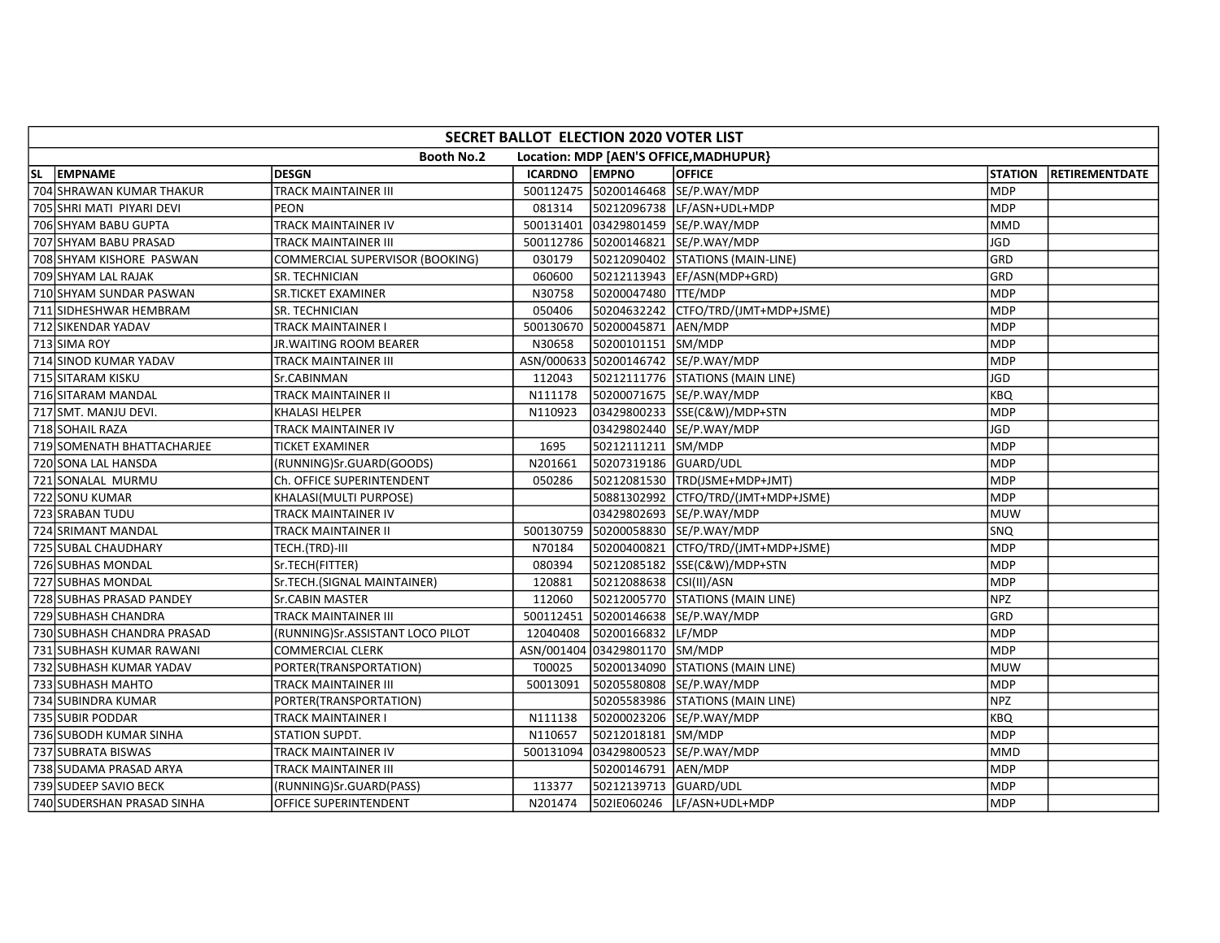| SECRET BALLOT ELECTION 2020 VOTER LIST | | | | | | | |
|---|---|---|---|---|---|---|---|
| Booth No.2 Location: MDP [AEN'S OFFICE,MADHUPUR} | | | | | | | |
| SL | EMPNAME | DESGN | ICARDNO | EMPNO | OFFICE | STATION | RETIREMENTDATE |
| 704 | SHRAWAN KUMAR THAKUR | TRACK MAINTAINER III | 500112475 | 50200146468 | SE/P.WAY/MDP | MDP | |
| 705 | SHRI MATI PIYARI DEVI | PEON | 081314 | 50212096738 | LF/ASN+UDL+MDP | MDP | |
| 706 | SHYAM BABU GUPTA | TRACK MAINTAINER IV | 500131401 | 03429801459 | SE/P.WAY/MDP | MMD | |
| 707 | SHYAM BABU PRASAD | TRACK MAINTAINER III | 500112786 | 50200146821 | SE/P.WAY/MDP | JGD | |
| 708 | SHYAM KISHORE PASWAN | COMMERCIAL SUPERVISOR (BOOKING) | 030179 | 50212090402 | STATIONS (MAIN-LINE) | GRD | |
| 709 | SHYAM LAL RAJAK | SR. TECHNICIAN | 060600 | 50212113943 | EF/ASN(MDP+GRD) | GRD | |
| 710 | SHYAM SUNDAR PASWAN | SR.TICKET EXAMINER | N30758 | 50200047480 | TTE/MDP | MDP | |
| 711 | SIDHESHWAR HEMBRAM | SR. TECHNICIAN | 050406 | 50204632242 | CTFO/TRD/(JMT+MDP+JSME) | MDP | |
| 712 | SIKENDAR YADAV | TRACK MAINTAINER I | 500130670 | 50200045871 | AEN/MDP | MDP | |
| 713 | SIMA ROY | JR.WAITING ROOM BEARER | N30658 | 50200101151 | SM/MDP | MDP | |
| 714 | SINOD KUMAR YADAV | TRACK MAINTAINER III | ASN/000633 | 50200146742 | SE/P.WAY/MDP | MDP | |
| 715 | SITARAM KISKU | Sr.CABINMAN | 112043 | 50212111776 | STATIONS (MAIN LINE) | JGD | |
| 716 | SITARAM MANDAL | TRACK MAINTAINER II | N111178 | 50200071675 | SE/P.WAY/MDP | KBQ | |
| 717 | SMT. MANJU DEVI. | KHALASI HELPER | N110923 | 03429800233 | SSE(C&W)/MDP+STN | MDP | |
| 718 | SOHAIL RAZA | TRACK MAINTAINER IV | | 03429802440 | SE/P.WAY/MDP | JGD | |
| 719 | SOMENATH BHATTACHARJEE | TICKET EXAMINER | 1695 | 50212111211 | SM/MDP | MDP | |
| 720 | SONA LAL HANSDA | (RUNNING)Sr.GUARD(GOODS) | N201661 | 50207319186 | GUARD/UDL | MDP | |
| 721 | SONALAL MURMU | Ch. OFFICE SUPERINTENDENT | 050286 | 50212081530 | TRD(JSME+MDP+JMT) | MDP | |
| 722 | SONU KUMAR | KHALASI(MULTI PURPOSE) | | 50881302992 | CTFO/TRD/(JMT+MDP+JSME) | MDP | |
| 723 | SRABAN TUDU | TRACK MAINTAINER IV | | 03429802693 | SE/P.WAY/MDP | MUW | |
| 724 | SRIMANT MANDAL | TRACK MAINTAINER II | 500130759 | 50200058830 | SE/P.WAY/MDP | SNQ | |
| 725 | SUBAL CHAUDHARY | TECH.(TRD)-III | N70184 | 50200400821 | CTFO/TRD/(JMT+MDP+JSME) | MDP | |
| 726 | SUBHAS MONDAL | Sr.TECH(FITTER) | 080394 | 50212085182 | SSE(C&W)/MDP+STN | MDP | |
| 727 | SUBHAS MONDAL | Sr.TECH.(SIGNAL MAINTAINER) | 120881 | 50212088638 | CSI(II)/ASN | MDP | |
| 728 | SUBHAS PRASAD PANDEY | Sr.CABIN MASTER | 112060 | 50212005770 | STATIONS (MAIN LINE) | NPZ | |
| 729 | SUBHASH CHANDRA | TRACK MAINTAINER III | 500112451 | 50200146638 | SE/P.WAY/MDP | GRD | |
| 730 | SUBHASH CHANDRA PRASAD | (RUNNING)Sr.ASSISTANT LOCO PILOT | 12040408 | 50200166832 | LF/MDP | MDP | |
| 731 | SUBHASH KUMAR RAWANI | COMMERCIAL CLERK | ASN/001404 | 03429801170 | SM/MDP | MDP | |
| 732 | SUBHASH KUMAR YADAV | PORTER(TRANSPORTATION) | T00025 | 50200134090 | STATIONS (MAIN LINE) | MUW | |
| 733 | SUBHASH MAHTO | TRACK MAINTAINER III | 50013091 | 50205580808 | SE/P.WAY/MDP | MDP | |
| 734 | SUBINDRA KUMAR | PORTER(TRANSPORTATION) | | 50205583986 | STATIONS (MAIN LINE) | NPZ | |
| 735 | SUBIR PODDAR | TRACK MAINTAINER I | N111138 | 50200023206 | SE/P.WAY/MDP | KBQ | |
| 736 | SUBODH KUMAR SINHA | STATION SUPDT. | N110657 | 50212018181 | SM/MDP | MDP | |
| 737 | SUBRATA BISWAS | TRACK MAINTAINER IV | 500131094 | 03429800523 | SE/P.WAY/MDP | MMD | |
| 738 | SUDAMA PRASAD ARYA | TRACK MAINTAINER III | | 50200146791 | AEN/MDP | MDP | |
| 739 | SUDEEP SAVIO BECK | (RUNNING)Sr.GUARD(PASS) | 113377 | 50212139713 | GUARD/UDL | MDP | |
| 740 | SUDERSHAN PRASAD SINHA | OFFICE SUPERINTENDENT | N201474 | 502IE060246 | LF/ASN+UDL+MDP | MDP | |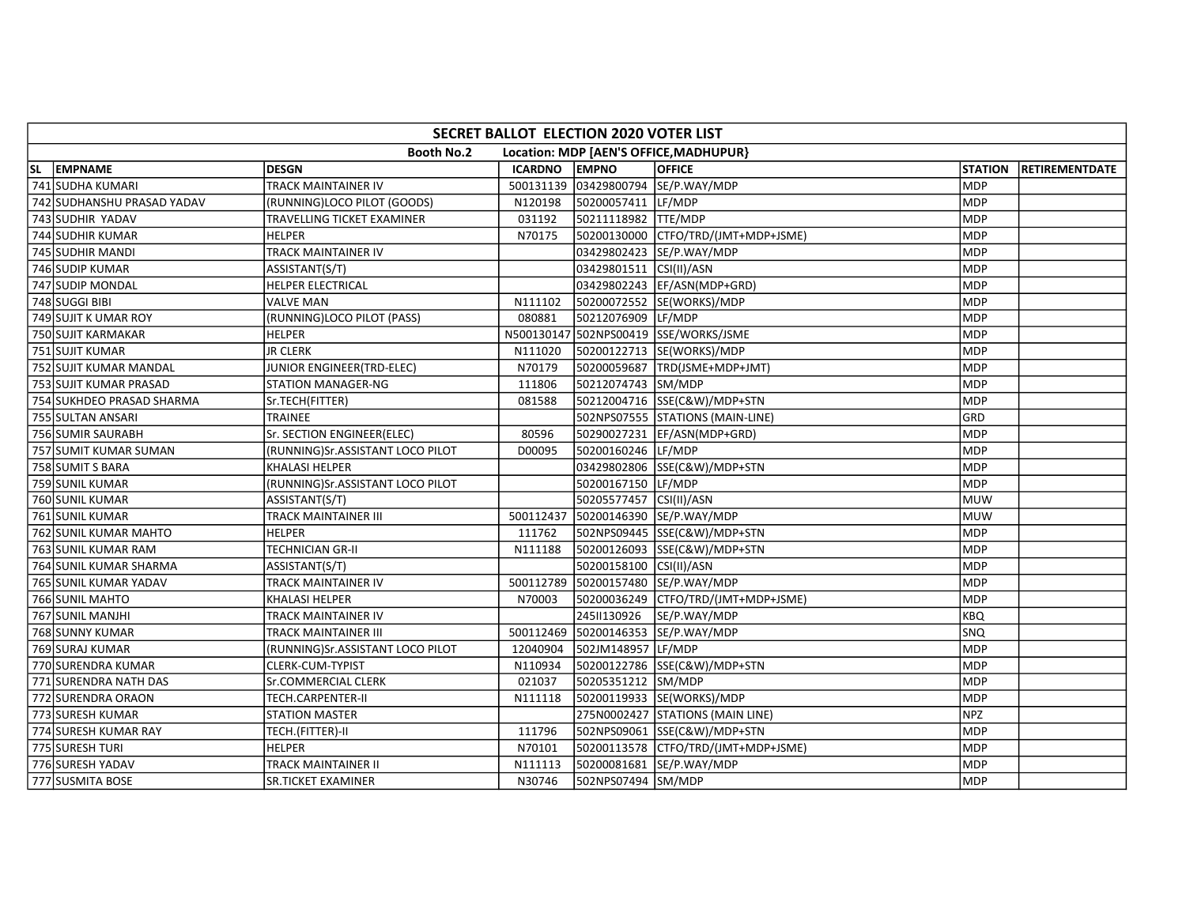| SECRET BALLOT ELECTION 2020 VOTER LIST | | | | | | | |
|---|---|---|---|---|---|---|---|
| Booth No.2 Location: MDP [AEN'S OFFICE,MADHUPUR} | | | | | | | |
| SL EMPNAME | DESGN | ICARDNO | EMPNO | OFFICE | STATION | RETIREMENTDATE | |
| 741 SUDHA KUMARI | TRACK MAINTAINER IV | 500131139 | 03429800794 | SE/P.WAY/MDP | MDP | | |
| 742 SUDHANSHU PRASAD YADAV | (RUNNING)LOCO PILOT (GOODS) | N120198 | 50200057411 | LF/MDP | MDP | | |
| 743 SUDHIR YADAV | TRAVELLING TICKET EXAMINER | 031192 | 50211118982 | TTE/MDP | MDP | | |
| 744 SUDHIR KUMAR | HELPER | N70175 | 50200130000 | CTFO/TRD/(JMT+MDP+JSME) | MDP | | |
| 745 SUDHIR MANDI | TRACK MAINTAINER IV | | 03429802423 | SE/P.WAY/MDP | MDP | | |
| 746 SUDIP KUMAR | ASSISTANT(S/T) | | 03429801511 | CSI(II)/ASN | MDP | | |
| 747 SUDIP MONDAL | HELPER ELECTRICAL | | 03429802243 | EF/ASN(MDP+GRD) | MDP | | |
| 748 SUGGI BIBI | VALVE MAN | N111102 | 50200072552 | SE(WORKS)/MDP | MDP | | |
| 749 SUJIT K UMAR ROY | (RUNNING)LOCO PILOT (PASS) | 080881 | 50212076909 | LF/MDP | MDP | | |
| 750 SUJIT KARMAKAR | HELPER | N500130147 | 502NPS00419 | SSE/WORKS/JSME | MDP | | |
| 751 SUJIT KUMAR | JR CLERK | N111020 | 50200122713 | SE(WORKS)/MDP | MDP | | |
| 752 SUJIT KUMAR MANDAL | JUNIOR ENGINEER(TRD-ELEC) | N70179 | 50200059687 | TRD(JSME+MDP+JMT) | MDP | | |
| 753 SUJIT KUMAR PRASAD | STATION MANAGER-NG | 111806 | 50212074743 | SM/MDP | MDP | | |
| 754 SUKHDEO PRASAD SHARMA | Sr.TECH(FITTER) | 081588 | 50212004716 | SSE(C&W)/MDP+STN | MDP | | |
| 755 SULTAN ANSARI | TRAINEE | | 502NPS07555 | STATIONS (MAIN-LINE) | GRD | | |
| 756 SUMIR SAURABH | Sr. SECTION ENGINEER(ELEC) | 80596 | 50290027231 | EF/ASN(MDP+GRD) | MDP | | |
| 757 SUMIT KUMAR SUMAN | (RUNNING)Sr.ASSISTANT LOCO PILOT | D00095 | 50200160246 | LF/MDP | MDP | | |
| 758 SUMIT S BARA | KHALASI HELPER | | 03429802806 | SSE(C&W)/MDP+STN | MDP | | |
| 759 SUNIL KUMAR | (RUNNING)Sr.ASSISTANT LOCO PILOT | | 50200167150 | LF/MDP | MDP | | |
| 760 SUNIL KUMAR | ASSISTANT(S/T) | | 50205577457 | CSI(II)/ASN | MUW | | |
| 761 SUNIL KUMAR | TRACK MAINTAINER III | 500112437 | 50200146390 | SE/P.WAY/MDP | MUW | | |
| 762 SUNIL KUMAR MAHTO | HELPER | 111762 | 502NPS09445 | SSE(C&W)/MDP+STN | MDP | | |
| 763 SUNIL KUMAR RAM | TECHNICIAN GR-II | N111188 | 50200126093 | SSE(C&W)/MDP+STN | MDP | | |
| 764 SUNIL KUMAR SHARMA | ASSISTANT(S/T) | | 50200158100 | CSI(II)/ASN | MDP | | |
| 765 SUNIL KUMAR YADAV | TRACK MAINTAINER IV | 500112789 | 50200157480 | SE/P.WAY/MDP | MDP | | |
| 766 SUNIL MAHTO | KHALASI HELPER | N70003 | 50200036249 | CTFO/TRD/(JMT+MDP+JSME) | MDP | | |
| 767 SUNIL MANJHI | TRACK MAINTAINER IV | | 245II130926 | SE/P.WAY/MDP | KBQ | | |
| 768 SUNNY KUMAR | TRACK MAINTAINER III | 500112469 | 50200146353 | SE/P.WAY/MDP | SNQ | | |
| 769 SURAJ KUMAR | (RUNNING)Sr.ASSISTANT LOCO PILOT | 12040904 | 502JM148957 | LF/MDP | MDP | | |
| 770 SURENDRA KUMAR | CLERK-CUM-TYPIST | N110934 | 50200122786 | SSE(C&W)/MDP+STN | MDP | | |
| 771 SURENDRA NATH DAS | Sr.COMMERCIAL CLERK | 021037 | 50205351212 | SM/MDP | MDP | | |
| 772 SURENDRA ORAON | TECH.CARPENTER-II | N111118 | 50200119933 | SE(WORKS)/MDP | MDP | | |
| 773 SURESH KUMAR | STATION MASTER | | 275N0002427 | STATIONS (MAIN LINE) | NPZ | | |
| 774 SURESH KUMAR RAY | TECH.(FITTER)-II | 111796 | 502NPS09061 | SSE(C&W)/MDP+STN | MDP | | |
| 775 SURESH TURI | HELPER | N70101 | 50200113578 | CTFO/TRD/(JMT+MDP+JSME) | MDP | | |
| 776 SURESH YADAV | TRACK MAINTAINER II | N111113 | 50200081681 | SE/P.WAY/MDP | MDP | | |
| 777 SUSMITA BOSE | SR.TICKET EXAMINER | N30746 | 502NPS07494 | SM/MDP | MDP | | |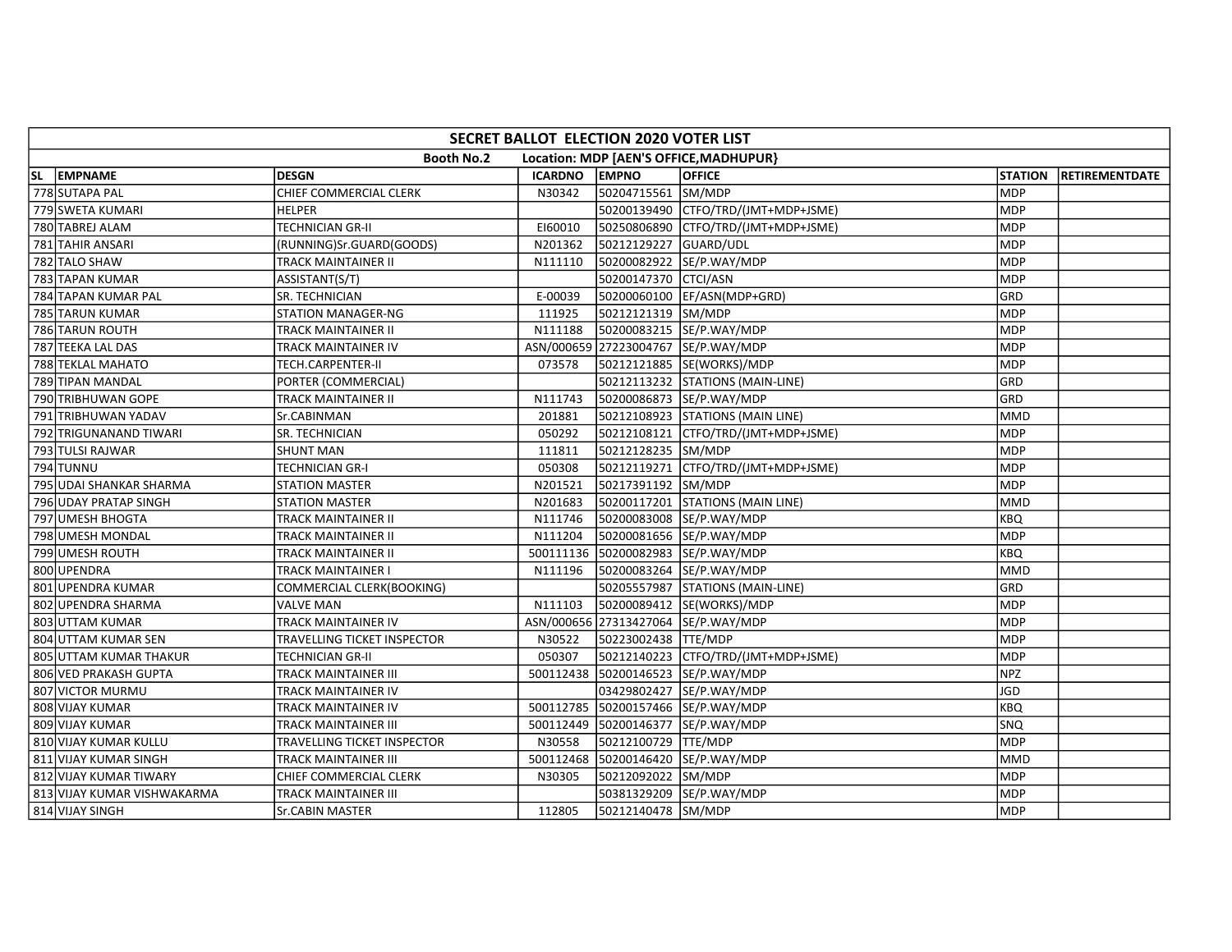| SECRET BALLOT ELECTION 2020 VOTER LIST | | | | | | | |
|---|---|---|---|---|---|---|---|
| Booth No.2 Location: MDP [AEN'S OFFICE,MADHUPUR} | | | | | | | |
| SL EMPNAME | DESGN | ICARDNO | EMPNO | OFFICE | STATION | RETIREMENTDATE | |
| 778 SUTAPA PAL | CHIEF COMMERCIAL CLERK | N30342 | 50204715561 | SM/MDP | MDP | | |
| 779 SWETA KUMARI | HELPER | | 50200139490 | CTFO/TRD/(JMT+MDP+JSME) | MDP | | |
| 780 TABREJ ALAM | TECHNICIAN GR-II | EI60010 | 50250806890 | CTFO/TRD/(JMT+MDP+JSME) | MDP | | |
| 781 TAHIR ANSARI | (RUNNING)Sr.GUARD(GOODS) | N201362 | 50212129227 | GUARD/UDL | MDP | | |
| 782 TALO SHAW | TRACK MAINTAINER II | N111110 | 50200082922 | SE/P.WAY/MDP | MDP | | |
| 783 TAPAN KUMAR | ASSISTANT(S/T) | | 50200147370 | CTCI/ASN | MDP | | |
| 784 TAPAN KUMAR PAL | SR. TECHNICIAN | E-00039 | 50200060100 | EF/ASN(MDP+GRD) | GRD | | |
| 785 TARUN KUMAR | STATION MANAGER-NG | 111925 | 50212121319 | SM/MDP | MDP | | |
| 786 TARUN ROUTH | TRACK MAINTAINER II | N111188 | 50200083215 | SE/P.WAY/MDP | MDP | | |
| 787 TEEKA LAL DAS | TRACK MAINTAINER IV | ASN/000659 | 27223004767 | SE/P.WAY/MDP | MDP | | |
| 788 TEKLAL MAHATO | TECH.CARPENTER-II | 073578 | 50212121885 | SE(WORKS)/MDP | MDP | | |
| 789 TIPAN MANDAL | PORTER (COMMERCIAL) | | 50212113232 | STATIONS (MAIN-LINE) | GRD | | |
| 790 TRIBHUWAN GOPE | TRACK MAINTAINER II | N111743 | 50200086873 | SE/P.WAY/MDP | GRD | | |
| 791 TRIBHUWAN YADAV | Sr.CABINMAN | 201881 | 50212108923 | STATIONS (MAIN LINE) | MMD | | |
| 792 TRIGUNANAND TIWARI | SR. TECHNICIAN | 050292 | 50212108121 | CTFO/TRD/(JMT+MDP+JSME) | MDP | | |
| 793 TULSI RAJWAR | SHUNT MAN | 111811 | 50212128235 | SM/MDP | MDP | | |
| 794 TUNNU | TECHNICIAN GR-I | 050308 | 50212119271 | CTFO/TRD/(JMT+MDP+JSME) | MDP | | |
| 795 UDAI SHANKAR SHARMA | STATION MASTER | N201521 | 50217391192 | SM/MDP | MDP | | |
| 796 UDAY PRATAP SINGH | STATION MASTER | N201683 | 50200117201 | STATIONS (MAIN LINE) | MMD | | |
| 797 UMESH BHOGTA | TRACK MAINTAINER II | N111746 | 50200083008 | SE/P.WAY/MDP | KBQ | | |
| 798 UMESH MONDAL | TRACK MAINTAINER II | N111204 | 50200081656 | SE/P.WAY/MDP | MDP | | |
| 799 UMESH ROUTH | TRACK MAINTAINER II | 500111136 | 50200082983 | SE/P.WAY/MDP | KBQ | | |
| 800 UPENDRA | TRACK MAINTAINER I | N111196 | 50200083264 | SE/P.WAY/MDP | MMD | | |
| 801 UPENDRA KUMAR | COMMERCIAL CLERK(BOOKING) | | 50205557987 | STATIONS (MAIN-LINE) | GRD | | |
| 802 UPENDRA SHARMA | VALVE MAN | N111103 | 50200089412 | SE(WORKS)/MDP | MDP | | |
| 803 UTTAM KUMAR | TRACK MAINTAINER IV | ASN/000656 | 27313427064 | SE/P.WAY/MDP | MDP | | |
| 804 UTTAM KUMAR SEN | TRAVELLING TICKET INSPECTOR | N30522 | 50223002438 | TTE/MDP | MDP | | |
| 805 UTTAM KUMAR THAKUR | TECHNICIAN GR-II | 050307 | 50212140223 | CTFO/TRD/(JMT+MDP+JSME) | MDP | | |
| 806 VED PRAKASH GUPTA | TRACK MAINTAINER III | 500112438 | 50200146523 | SE/P.WAY/MDP | NPZ | | |
| 807 VICTOR MURMU | TRACK MAINTAINER IV | | 03429802427 | SE/P.WAY/MDP | JGD | | |
| 808 VIJAY KUMAR | TRACK MAINTAINER IV | 500112785 | 50200157466 | SE/P.WAY/MDP | KBQ | | |
| 809 VIJAY KUMAR | TRACK MAINTAINER III | 500112449 | 50200146377 | SE/P.WAY/MDP | SNQ | | |
| 810 VIJAY KUMAR KULLU | TRAVELLING TICKET INSPECTOR | N30558 | 50212100729 | TTE/MDP | MDP | | |
| 811 VIJAY KUMAR SINGH | TRACK MAINTAINER III | 500112468 | 50200146420 | SE/P.WAY/MDP | MMD | | |
| 812 VIJAY KUMAR TIWARY | CHIEF COMMERCIAL CLERK | N30305 | 50212092022 | SM/MDP | MDP | | |
| 813 VIJAY KUMAR VISHWAKARMA | TRACK MAINTAINER III | | 50381329209 | SE/P.WAY/MDP | MDP | | |
| 814 VIJAY SINGH | Sr.CABIN MASTER | 112805 | 50212140478 | SM/MDP | MDP | | |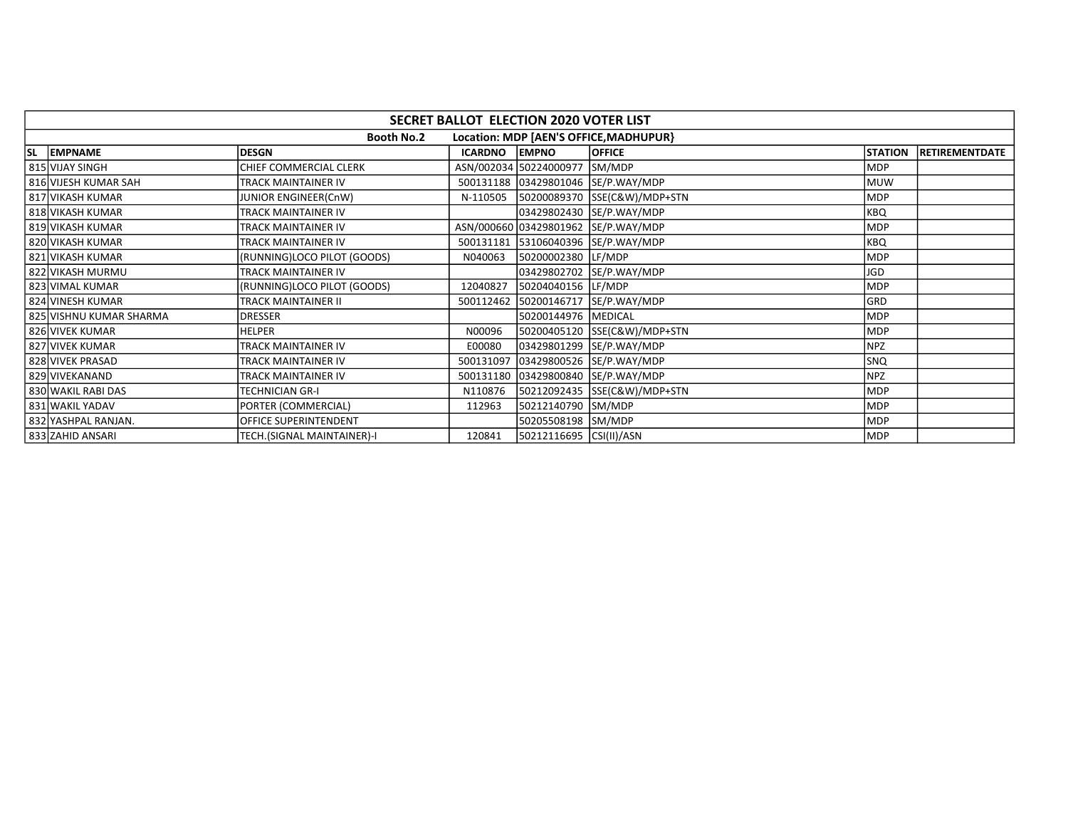| SECRET BALLOT ELECTION 2020 VOTER LIST | | | | | | | |
|---|---|---|---|---|---|---|---|
| Booth No.2 Location: MDP [AEN'S OFFICE,MADHUPUR} | | | | | | | |
| SL | EMPNAME | DESGN | ICARDNO | EMPNO | OFFICE | STATION | RETIREMENTDATE |
| 815 | VIJAY SINGH | CHIEF COMMERCIAL CLERK | ASN/002034 | 50224000977 | SM/MDP | MDP | |
| 816 | VIJESH KUMAR SAH | TRACK MAINTAINER IV | 500131188 | 03429801046 | SE/P.WAY/MDP | MUW | |
| 817 | VIKASH KUMAR | JUNIOR ENGINEER(CnW) | N-110505 | 50200089370 | SSE(C&W)/MDP+STN | MDP | |
| 818 | VIKASH KUMAR | TRACK MAINTAINER IV | | 03429802430 | SE/P.WAY/MDP | KBQ | |
| 819 | VIKASH KUMAR | TRACK MAINTAINER IV | ASN/000660 | 03429801962 | SE/P.WAY/MDP | MDP | |
| 820 | VIKASH KUMAR | TRACK MAINTAINER IV | 500131181 | 53106040396 | SE/P.WAY/MDP | KBQ | |
| 821 | VIKASH KUMAR | (RUNNING)LOCO PILOT (GOODS) | N040063 | 50200002380 | LF/MDP | MDP | |
| 822 | VIKASH MURMU | TRACK MAINTAINER IV | | 03429802702 | SE/P.WAY/MDP | JGD | |
| 823 | VIMAL KUMAR | (RUNNING)LOCO PILOT (GOODS) | 12040827 | 50204040156 | LF/MDP | MDP | |
| 824 | VINESH KUMAR | TRACK MAINTAINER II | 500112462 | 50200146717 | SE/P.WAY/MDP | GRD | |
| 825 | VISHNU KUMAR SHARMA | DRESSER | | 50200144976 | MEDICAL | MDP | |
| 826 | VIVEK KUMAR | HELPER | N00096 | 50200405120 | SSE(C&W)/MDP+STN | MDP | |
| 827 | VIVEK KUMAR | TRACK MAINTAINER IV | E00080 | 03429801299 | SE/P.WAY/MDP | NPZ | |
| 828 | VIVEK PRASAD | TRACK MAINTAINER IV | 500131097 | 03429800526 | SE/P.WAY/MDP | SNQ | |
| 829 | VIVEKANAND | TRACK MAINTAINER IV | 500131180 | 03429800840 | SE/P.WAY/MDP | NPZ | |
| 830 | WAKIL RABI DAS | TECHNICIAN GR-I | N110876 | 50212092435 | SSE(C&W)/MDP+STN | MDP | |
| 831 | WAKIL YADAV | PORTER (COMMERCIAL) | 112963 | 50212140790 | SM/MDP | MDP | |
| 832 | YASHPAL RANJAN. | OFFICE SUPERINTENDENT | | 50205508198 | SM/MDP | MDP | |
| 833 | ZAHID ANSARI | TECH.(SIGNAL MAINTAINER)-I | 120841 | 50212116695 | CSI(II)/ASN | MDP | |